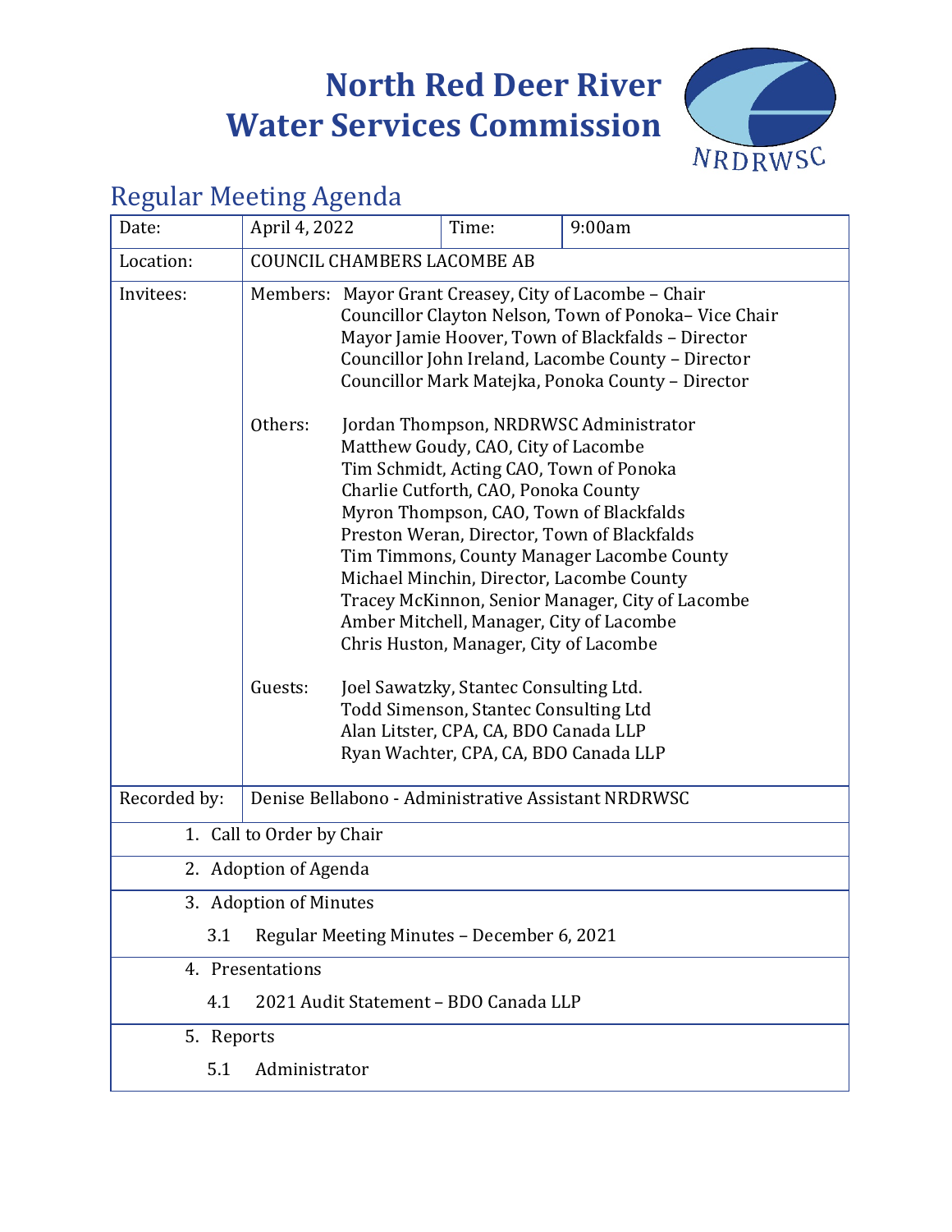# North Red Deer River Water Services Commission

NRDRWSC

## Regular Meeting Agenda

| Date: | April 4, 2022 | Time: | 9:00am |
|---|---|---|---|
| Location: | COUNCIL CHAMBERS LACOMBE AB | | |
| Invitees: | Members: Mayor Grant Creasey, City of Lacombe – Chair<br>Councillor Clayton Nelson, Town of Ponoka– Vice Chair<br>Mayor Jamie Hoover, Town of Blackfalds – Director<br>Councillor John Ireland, Lacombe County – Director<br>Councillor Mark Matejka, Ponoka County – Director<br><br>Others: Jordan Thompson, NRDRWSC Administrator<br>Matthew Goudy, CAO, City of Lacombe<br>Tim Schmidt, Acting CAO, Town of Ponoka<br>Charlie Cutforth, CAO, Ponoka County<br>Myron Thompson, CAO, Town of Blackfalds<br>Preston Weran, Director, Town of Blackfalds<br>Tim Timmons, County Manager Lacombe County<br>Michael Minchin, Director, Lacombe County<br>Tracey McKinnon, Senior Manager, City of Lacombe<br>Amber Mitchell, Manager, City of Lacombe<br>Chris Huston, Manager, City of Lacombe<br><br>Guests: Joel Sawatzky, Stantec Consulting Ltd.<br>Todd Simenson, Stantec Consulting Ltd<br>Alan Litster, CPA, CA, BDO Canada LLP<br>Ryan Wachter, CPA, CA, BDO Canada LLP | | |
| Recorded by: | Denise Bellabono - Administrative Assistant NRDRWSC | | |

1. Call to Order by Chair
2. Adoption of Agenda
3. Adoption of Minutes
   - 3.1 Regular Meeting Minutes – December 6, 2021
4. Presentations
   - 4.1 2021 Audit Statement – BDO Canada LLP
5. Reports
   - 5.1 Administrator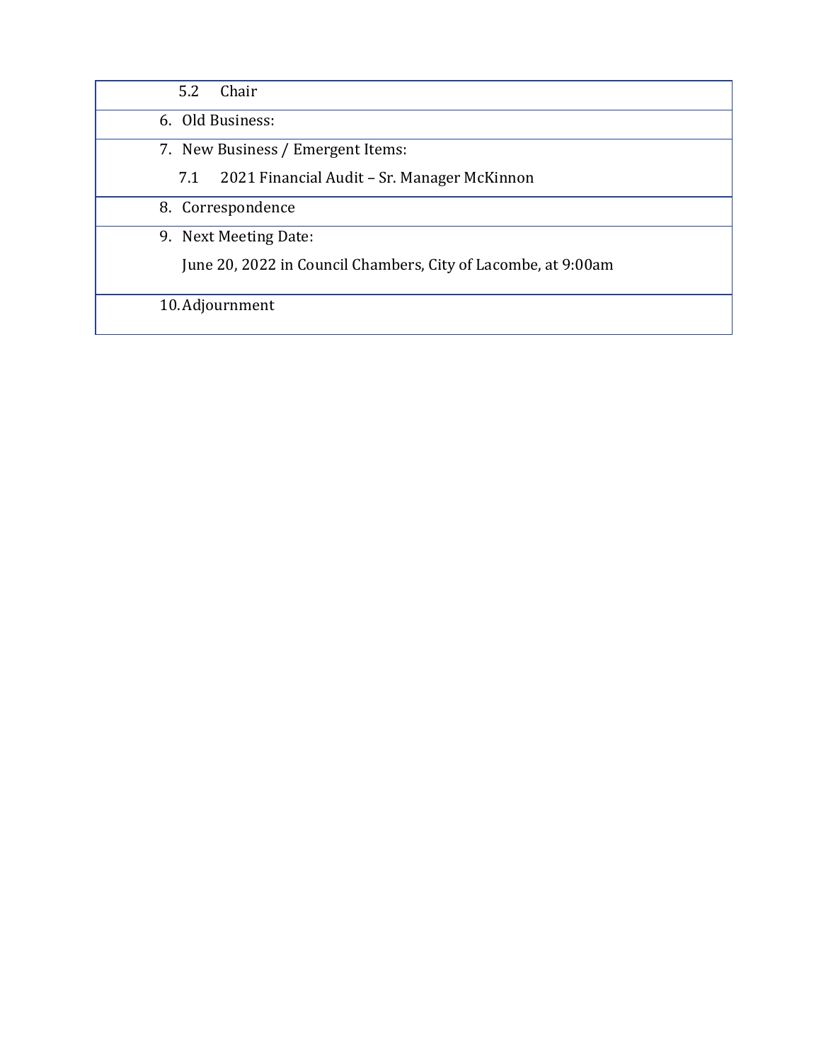5.2 Chair

6. Old Business:

7. New Business / Emergent Items:

   7.1 2021 Financial Audit – Sr. Manager McKinnon

8. Correspondence

9. Next Meeting Date:

   June 20, 2022 in Council Chambers, City of Lacombe, at 9:00am

10. Adjournment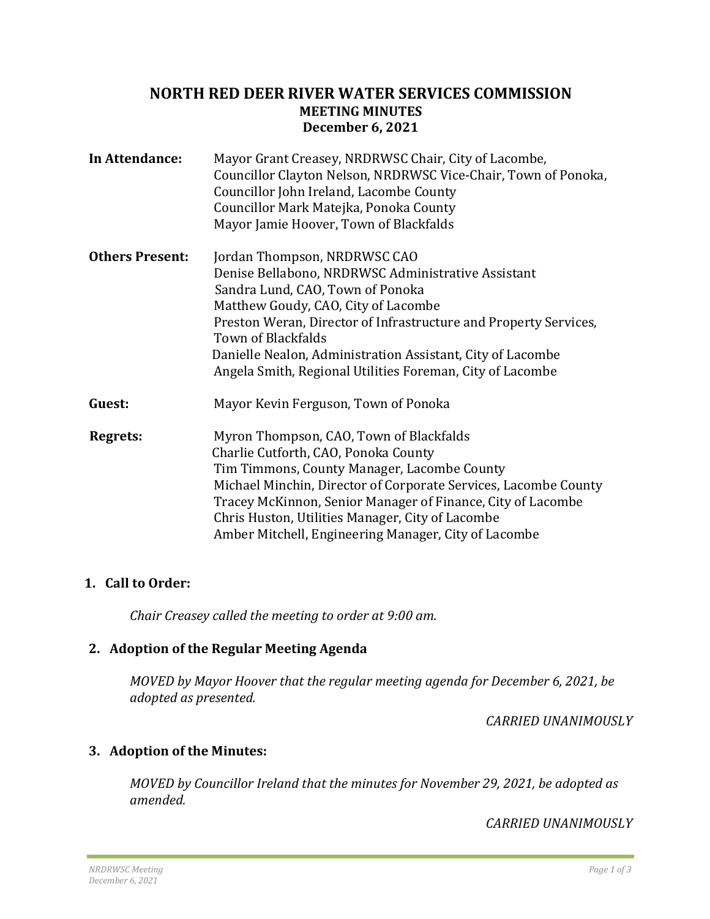# NORTH RED DEER RIVER WATER SERVICES COMMISSION

## MEETING MINUTES

## December 6, 2021

**In Attendance:** Mayor Grant Creasey, NRDRWSC Chair, City of Lacombe,
Councillor Clayton Nelson, NRDRWSC Vice-Chair, Town of Ponoka,
Councillor John Ireland, Lacombe County
Councillor Mark Matejka, Ponoka County
Mayor Jamie Hoover, Town of Blackfalds

**Others Present:** Jordan Thompson, NRDRWSC CAO
Denise Bellabono, NRDRWSC Administrative Assistant
Sandra Lund, CAO, Town of Ponoka
Matthew Goudy, CAO, City of Lacombe
Preston Weran, Director of Infrastructure and Property Services, Town of Blackfalds
Danielle Nealon, Administration Assistant, City of Lacombe
Angela Smith, Regional Utilities Foreman, City of Lacombe

**Guest:** Mayor Kevin Ferguson, Town of Ponoka

**Regrets:** Myron Thompson, CAO, Town of Blackfalds
Charlie Cutforth, CAO, Ponoka County
Tim Timmons, County Manager, Lacombe County
Michael Minchin, Director of Corporate Services, Lacombe County
Tracey McKinnon, Senior Manager of Finance, City of Lacombe
Chris Huston, Utilities Manager, City of Lacombe
Amber Mitchell, Engineering Manager, City of Lacombe

### 1. Call to Order:

*Chair Creasey called the meeting to order at 9:00 am.*

### 2. Adoption of the Regular Meeting Agenda

*MOVED by Mayor Hoover that the regular meeting agenda for December 6, 2021, be adopted as presented.*

*CARRIED UNANIMOUSLY*

### 3. Adoption of the Minutes:

*MOVED by Councillor Ireland that the minutes for November 29, 2021, be adopted as amended.*

*CARRIED UNANIMOUSLY*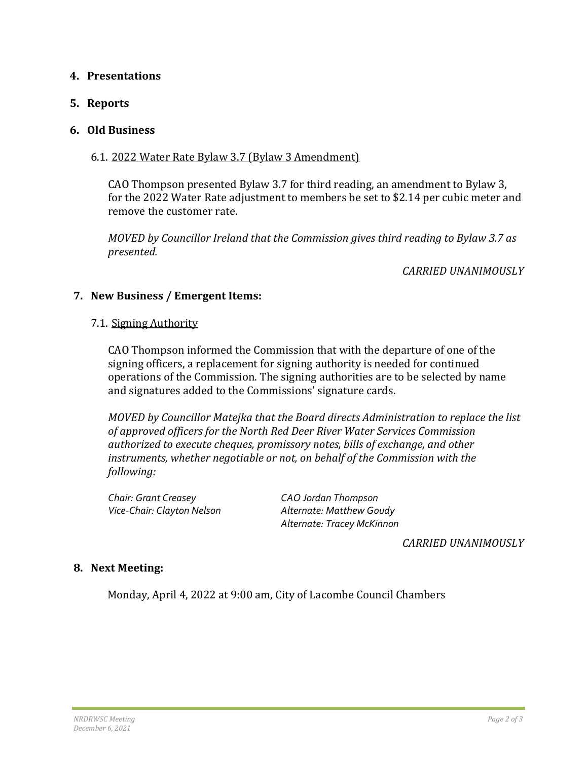## 4. Presentations

## 5. Reports

## 6. Old Business

### 6.1. 2022 Water Rate Bylaw 3.7 (Bylaw 3 Amendment)

CAO Thompson presented Bylaw 3.7 for third reading, an amendment to Bylaw 3, for the 2022 Water Rate adjustment to members be set to $2.14 per cubic meter and remove the customer rate.

*MOVED by Councillor Ireland that the Commission gives third reading to Bylaw 3.7 as presented.*

*CARRIED UNANIMOUSLY*

## 7. New Business / Emergent Items:

### 7.1. Signing Authority

CAO Thompson informed the Commission that with the departure of one of the signing officers, a replacement for signing authority is needed for continued operations of the Commission. The signing authorities are to be selected by name and signatures added to the Commissions' signature cards.

*MOVED by Councillor Matejka that the Board directs Administration to replace the list of approved officers for the North Red Deer River Water Services Commission authorized to execute cheques, promissory notes, bills of exchange, and other instruments, whether negotiable or not, on behalf of the Commission with the following:*

*Chair: Grant Creasey*
*Vice-Chair: Clayton Nelson*
*CAO Jordan Thompson*
*Alternate: Matthew Goudy*
*Alternate: Tracey McKinnon*

*CARRIED UNANIMOUSLY*

## 8. Next Meeting:

Monday, April 4, 2022 at 9:00 am, City of Lacombe Council Chambers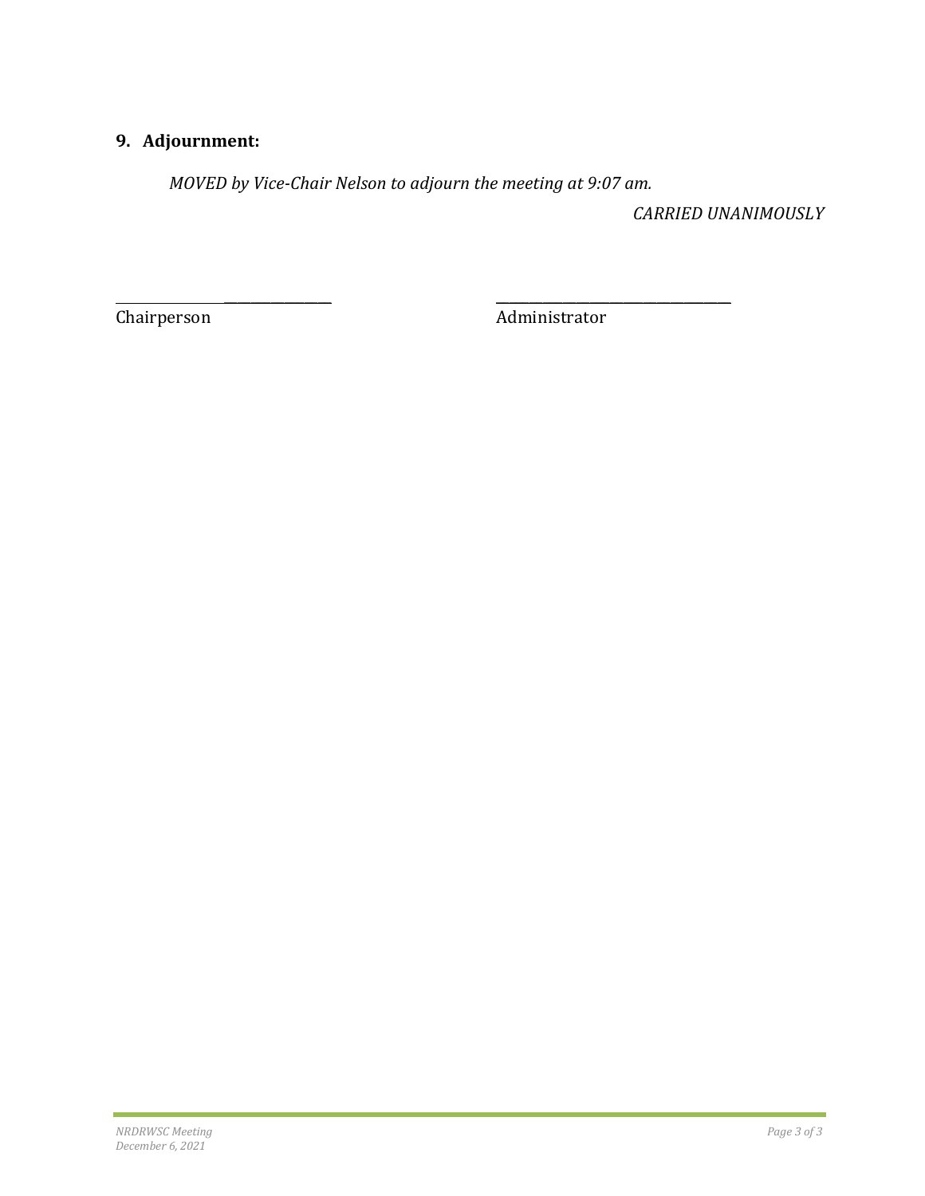## 9. Adjournment:

*MOVED by Vice-Chair Nelson to adjourn the meeting at 9:07 am.*

*CARRIED UNANIMOUSLY*

\_\_\_\_\_\_\_\_\_\_\_\_\_\_\_\_\_\_\_\_\_\_\_\_\_\_\_\_\_\_ \_\_\_\_\_\_\_\_\_\_\_\_\_\_\_\_\_\_\_\_\_\_\_\_\_\_\_\_\_\_

Chairperson Administrator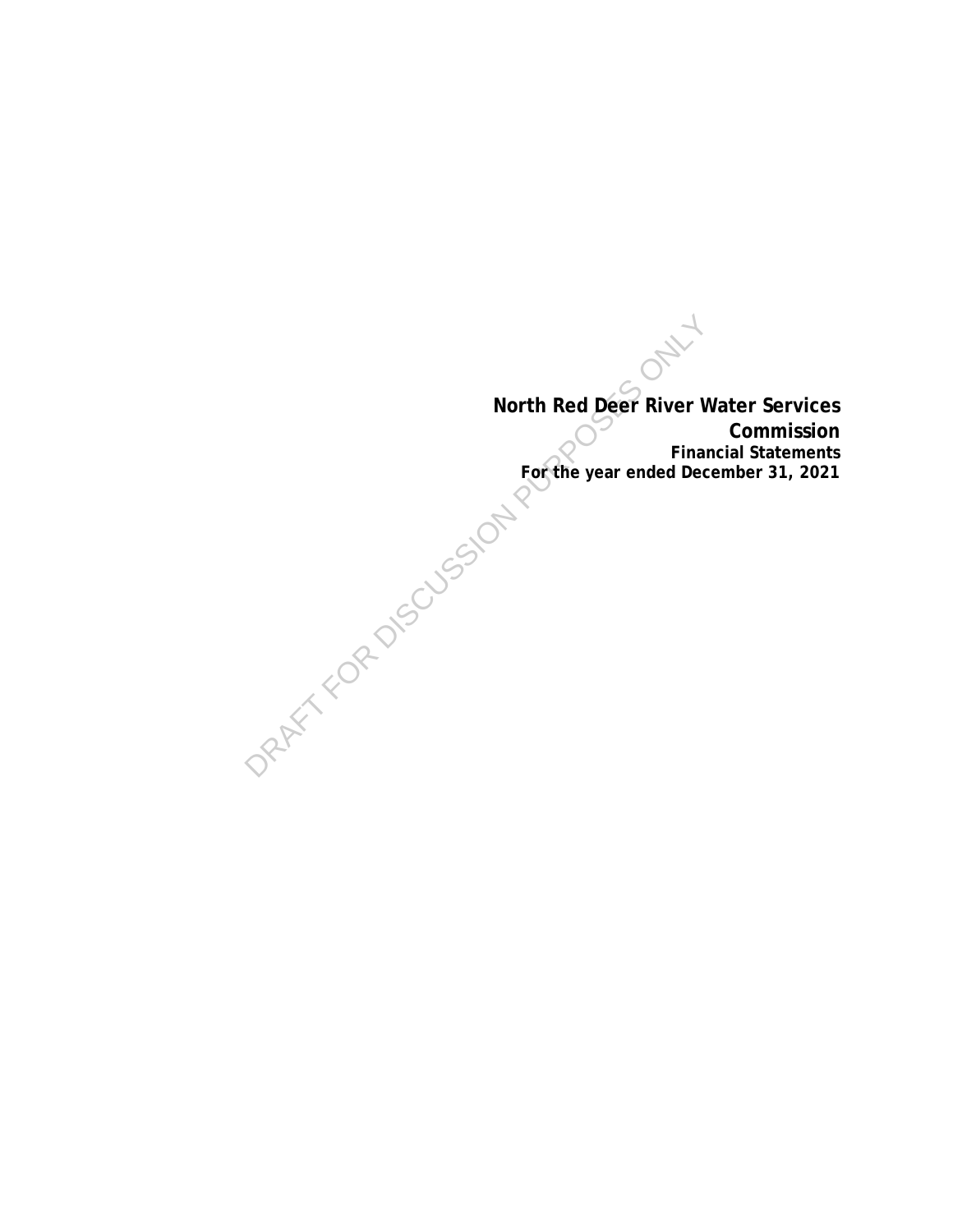# North Red Deer River Water Services Commission

**Financial Statements**

**For the year ended December 31, 2021**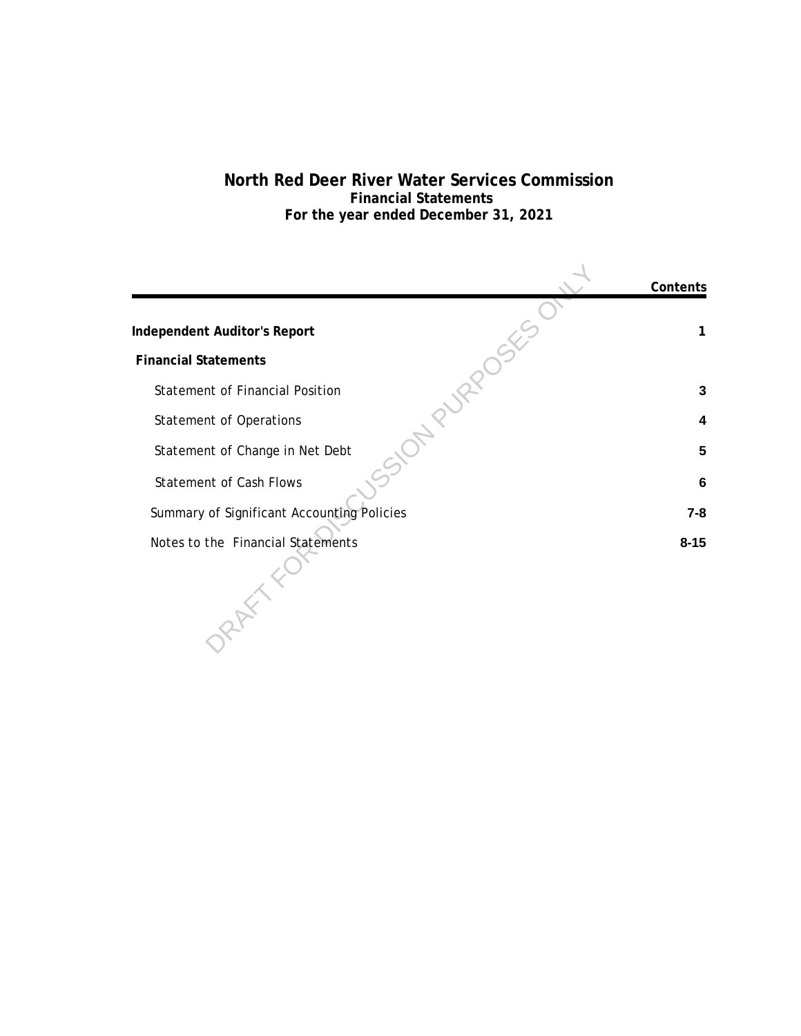# North Red Deer River Water Services Commission
## Financial Statements
### For the year ended December 31, 2021

| | Contents |
|---|---|
| **Independent Auditor's Report** | **1** |
| **Financial Statements** | |
| Statement of Financial Position | **3** |
| Statement of Operations | **4** |
| Statement of Change in Net Debt | **5** |
| Statement of Cash Flows | **6** |
| Summary of Significant Accounting Policies | **7-8** |
| Notes to the Financial Statements | **8-15** |

DRAFT FOR DISCUSSION PURPOSES ONLY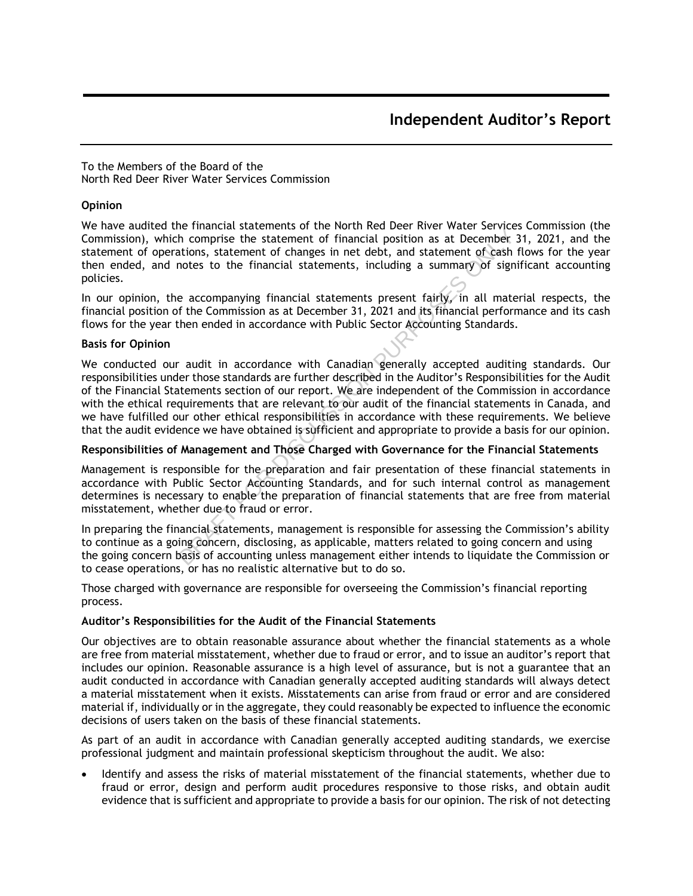# Independent Auditor's Report

To the Members of the Board of the
North Red Deer River Water Services Commission

**Opinion**

We have audited the financial statements of the North Red Deer River Water Services Commission (the Commission), which comprise the statement of financial position as at December 31, 2021, and the statement of operations, statement of changes in net debt, and statement of cash flows for the year then ended, and notes to the financial statements, including a summary of significant accounting policies.

In our opinion, the accompanying financial statements present fairly, in all material respects, the financial position of the Commission as at December 31, 2021 and its financial performance and its cash flows for the year then ended in accordance with Public Sector Accounting Standards.

**Basis for Opinion**

We conducted our audit in accordance with Canadian generally accepted auditing standards. Our responsibilities under those standards are further described in the Auditor's Responsibilities for the Audit of the Financial Statements section of our report. We are independent of the Commission in accordance with the ethical requirements that are relevant to our audit of the financial statements in Canada, and we have fulfilled our other ethical responsibilities in accordance with these requirements. We believe that the audit evidence we have obtained is sufficient and appropriate to provide a basis for our opinion.

**Responsibilities of Management and Those Charged with Governance for the Financial Statements**

Management is responsible for the preparation and fair presentation of these financial statements in accordance with Public Sector Accounting Standards, and for such internal control as management determines is necessary to enable the preparation of financial statements that are free from material misstatement, whether due to fraud or error.

In preparing the financial statements, management is responsible for assessing the Commission's ability to continue as a going concern, disclosing, as applicable, matters related to going concern and using the going concern basis of accounting unless management either intends to liquidate the Commission or to cease operations, or has no realistic alternative but to do so.

Those charged with governance are responsible for overseeing the Commission's financial reporting process.

**Auditor's Responsibilities for the Audit of the Financial Statements**

Our objectives are to obtain reasonable assurance about whether the financial statements as a whole are free from material misstatement, whether due to fraud or error, and to issue an auditor's report that includes our opinion. Reasonable assurance is a high level of assurance, but is not a guarantee that an audit conducted in accordance with Canadian generally accepted auditing standards will always detect a material misstatement when it exists. Misstatements can arise from fraud or error and are considered material if, individually or in the aggregate, they could reasonably be expected to influence the economic decisions of users taken on the basis of these financial statements.

As part of an audit in accordance with Canadian generally accepted auditing standards, we exercise professional judgment and maintain professional skepticism throughout the audit. We also:

- Identify and assess the risks of material misstatement of the financial statements, whether due to fraud or error, design and perform audit procedures responsive to those risks, and obtain audit evidence that is sufficient and appropriate to provide a basis for our opinion. The risk of not detecting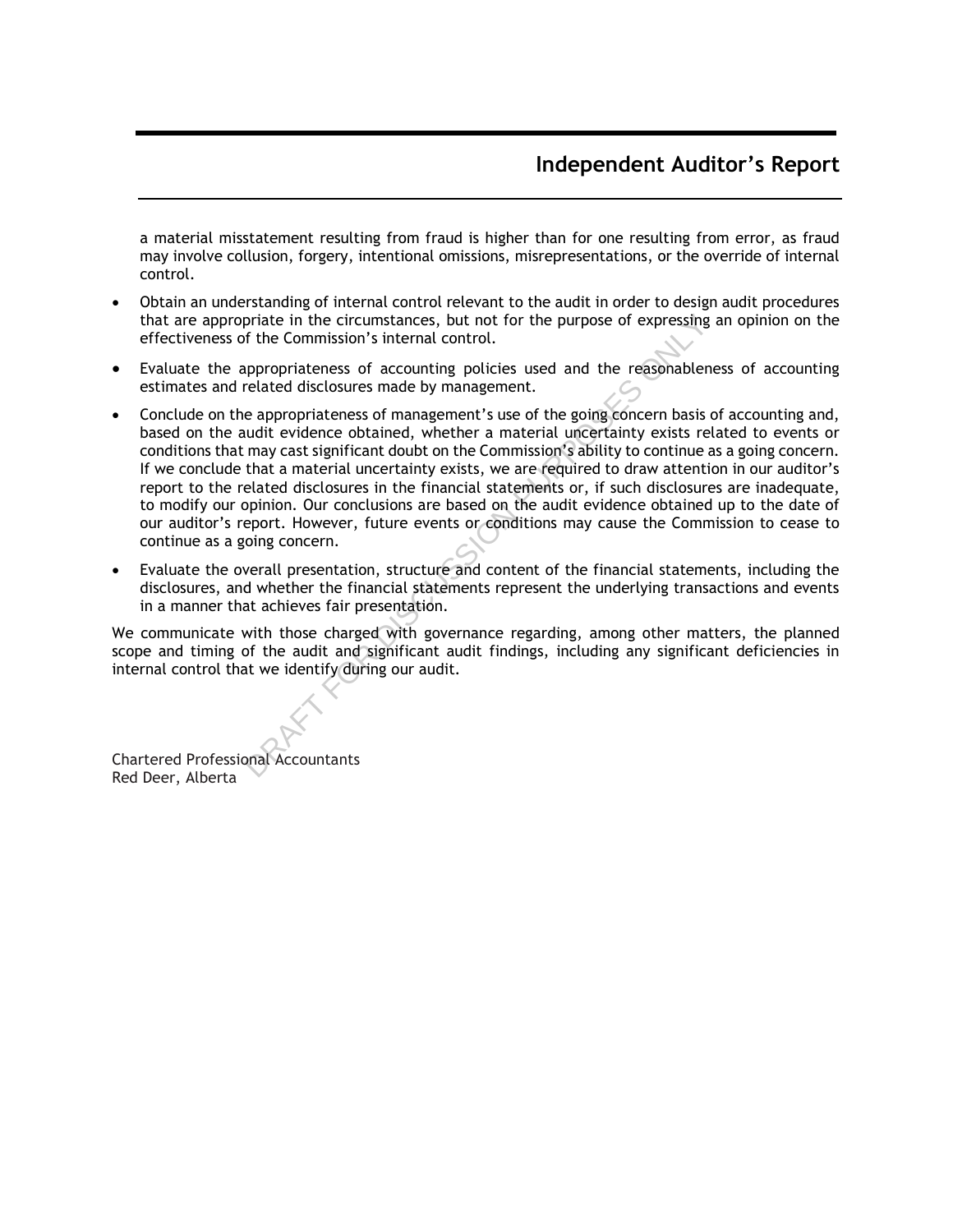a material misstatement resulting from fraud is higher than for one resulting from error, as fraud may involve collusion, forgery, intentional omissions, misrepresentations, or the override of internal control.

- Obtain an understanding of internal control relevant to the audit in order to design audit procedures that are appropriate in the circumstances, but not for the purpose of expressing an opinion on the effectiveness of the Commission's internal control.
- Evaluate the appropriateness of accounting policies used and the reasonableness of accounting estimates and related disclosures made by management.
- Conclude on the appropriateness of management's use of the going concern basis of accounting and, based on the audit evidence obtained, whether a material uncertainty exists related to events or conditions that may cast significant doubt on the Commission's ability to continue as a going concern. If we conclude that a material uncertainty exists, we are required to draw attention in our auditor's report to the related disclosures in the financial statements or, if such disclosures are inadequate, to modify our opinion. Our conclusions are based on the audit evidence obtained up to the date of our auditor's report. However, future events or conditions may cause the Commission to cease to continue as a going concern.
- Evaluate the overall presentation, structure and content of the financial statements, including the disclosures, and whether the financial statements represent the underlying transactions and events in a manner that achieves fair presentation.

We communicate with those charged with governance regarding, among other matters, the planned scope and timing of the audit and significant audit findings, including any significant deficiencies in internal control that we identify during our audit.

Chartered Professional Accountants
Red Deer, Alberta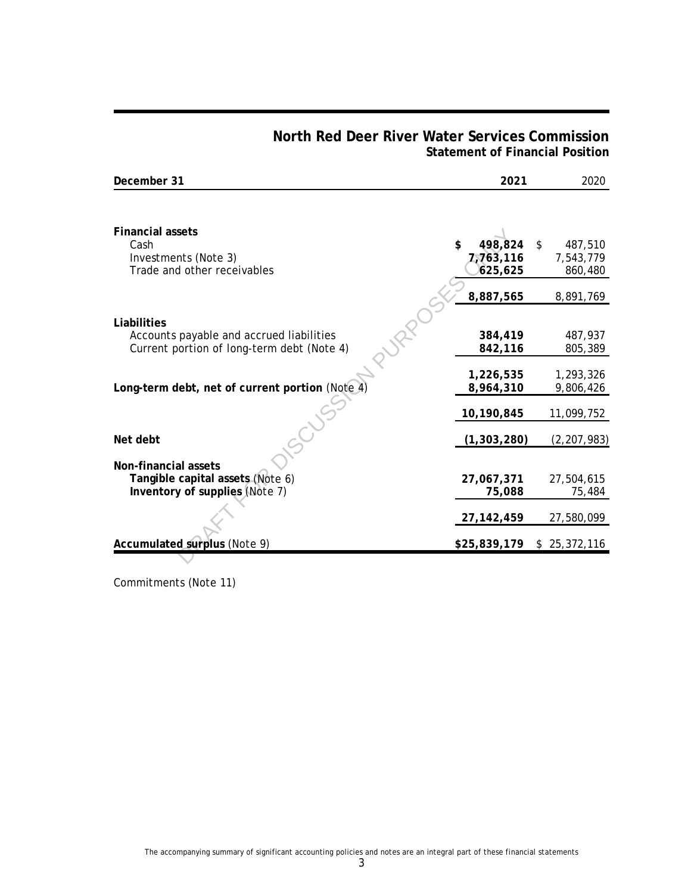# North Red Deer River Water Services Commission
## Statement of Financial Position

| December 31 | 2021 | 2020 |
|---|---|---|
| **Financial assets** | | |
| Cash | **$ 498,824** | $ 487,510 |
| Investments (Note 3) | **7,763,116** | 7,543,779 |
| Trade and other receivables | **625,625** | 860,480 |
| | **8,887,565** | 8,891,769 |
| **Liabilities** | | |
| Accounts payable and accrued liabilities | **384,419** | 487,937 |
| Current portion of long-term debt (Note 4) | **842,116** | 805,389 |
| | **1,226,535** | 1,293,326 |
| **Long-term debt, net of current portion** (Note 4) | **8,964,310** | 9,806,426 |
| | **10,190,845** | 11,099,752 |
| **Net debt** | **(1,303,280)** | (2,207,983) |
| **Non-financial assets** | | |
| **Tangible capital assets** (Note 6) | **27,067,371** | 27,504,615 |
| **Inventory of supplies** (Note 7) | **75,088** | 75,484 |
| | **27,142,459** | 27,580,099 |
| **Accumulated surplus** (Note 9) | **$25,839,179** | $ 25,372,116 |

Commitments (Note 11)

The accompanying summary of significant accounting policies and notes are an integral part of these financial statements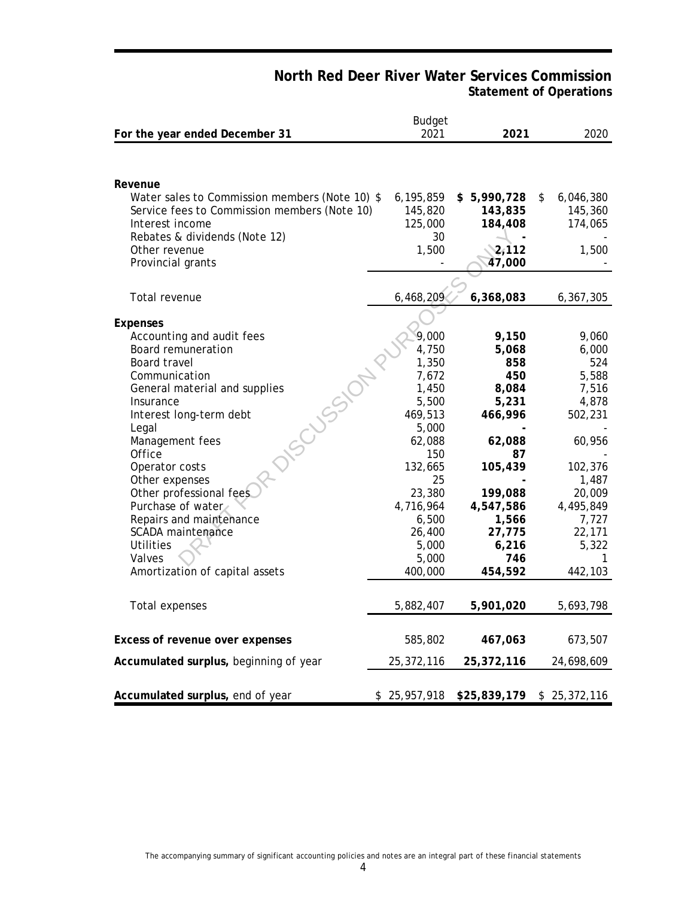# North Red Deer River Water Services Commission
## Statement of Operations

| For the year ended December 31 | Budget 2021 | **2021** | 2020 |
|---|---|---|---|
| **Revenue** | | | |
| Water sales to Commission members (Note 10) | $ 6,195,859 | **$ 5,990,728** | $ 6,046,380 |
| Service fees to Commission members (Note 10) | 145,820 | **143,835** | 145,360 |
| Interest income | 125,000 | **184,408** | 174,065 |
| Rebates & dividends (Note 12) | 30 | **-** | - |
| Other revenue | 1,500 | **2,112** | 1,500 |
| Provincial grants | - | **47,000** | - |
| Total revenue | 6,468,209 | **6,368,083** | 6,367,305 |
| **Expenses** | | | |
| Accounting and audit fees | 9,000 | **9,150** | 9,060 |
| Board remuneration | 4,750 | **5,068** | 6,000 |
| Board travel | 1,350 | **858** | 524 |
| Communication | 7,672 | **450** | 5,588 |
| General material and supplies | 1,450 | **8,084** | 7,516 |
| Insurance | 5,500 | **5,231** | 4,878 |
| Interest long-term debt | 469,513 | **466,996** | 502,231 |
| Legal | 5,000 | **-** | - |
| Management fees | 62,088 | **62,088** | 60,956 |
| Office | 150 | **87** | - |
| Operator costs | 132,665 | **105,439** | 102,376 |
| Other expenses | 25 | **-** | 1,487 |
| Other professional fees | 23,380 | **199,088** | 20,009 |
| Purchase of water | 4,716,964 | **4,547,586** | 4,495,849 |
| Repairs and maintenance | 6,500 | **1,566** | 7,727 |
| SCADA maintenance | 26,400 | **27,775** | 22,171 |
| Utilities | 5,000 | **6,216** | 5,322 |
| Valves | 5,000 | **746** | 1 |
| Amortization of capital assets | 400,000 | **454,592** | 442,103 |
| Total expenses | 5,882,407 | **5,901,020** | 5,693,798 |
| **Excess of revenue over expenses** | 585,802 | **467,063** | 673,507 |
| **Accumulated surplus,** beginning of year | 25,372,116 | **25,372,116** | 24,698,609 |
| **Accumulated surplus,** end of year | $ 25,957,918 | **$25,839,179** | $ 25,372,116 |

The accompanying summary of significant accounting policies and notes are an integral part of these financial statements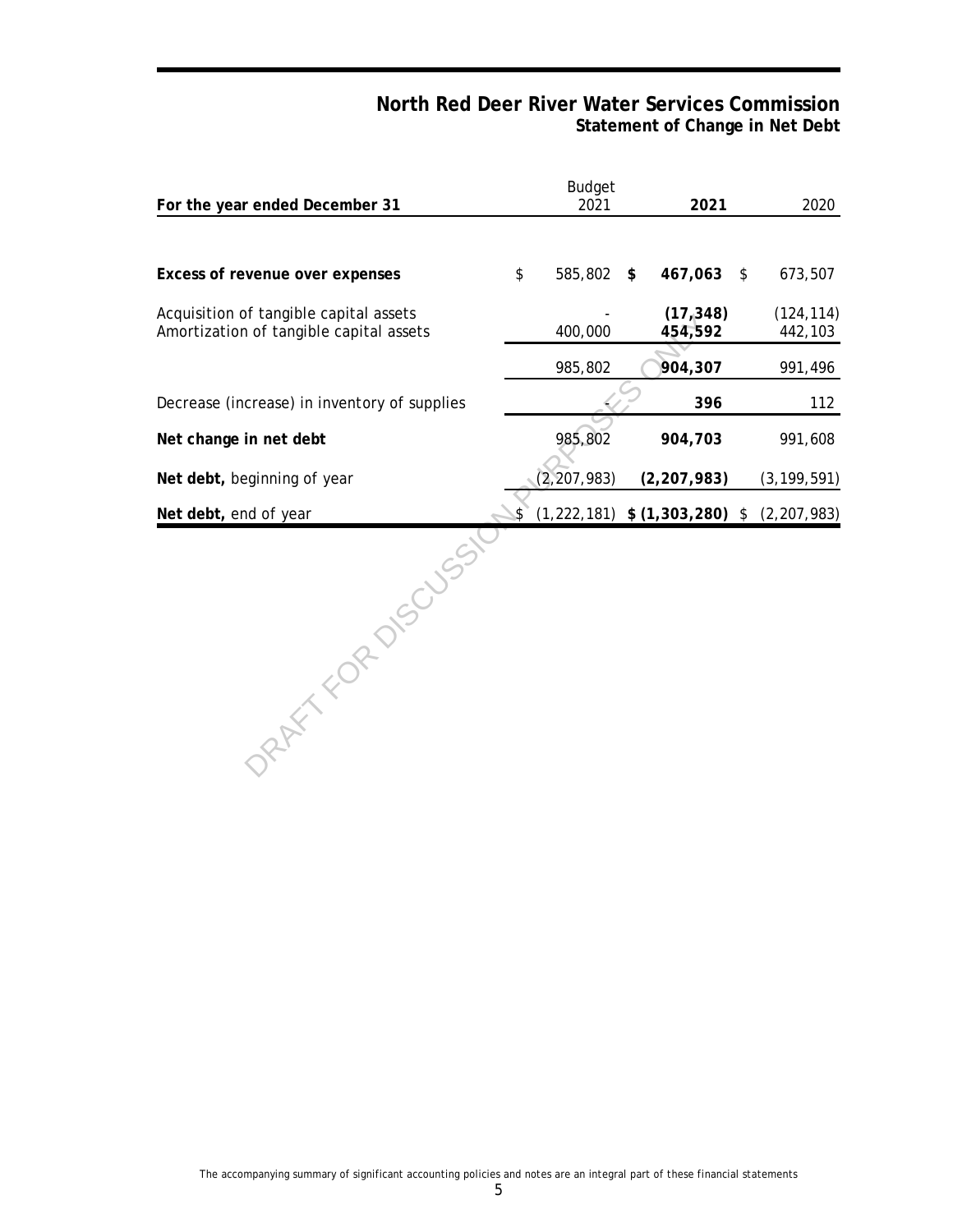# North Red Deer River Water Services Commission
## Statement of Change in Net Debt

| For the year ended December 31 | Budget 2021 | **2021** | 2020 |
|---|---|---|---|
| **Excess of revenue over expenses** | $ 585,802 | **$ 467,063** | $ 673,507 |
| Acquisition of tangible capital assets | - | **(17,348)** | (124,114) |
| Amortization of tangible capital assets | 400,000 | **454,592** | 442,103 |
| | 985,802 | **904,307** | 991,496 |
| Decrease (increase) in inventory of supplies | - | **396** | 112 |
| **Net change in net debt** | 985,802 | **904,703** | 991,608 |
| **Net debt,** beginning of year | (2,207,983) | **(2,207,983)** | (3,199,591) |
| **Net debt,** end of year | $ (1,222,181) | **$ (1,303,280)** | $ (2,207,983) |

DRAFT FOR DISCUSSION PURPOSES ONLY

The accompanying summary of significant accounting policies and notes are an integral part of these financial statements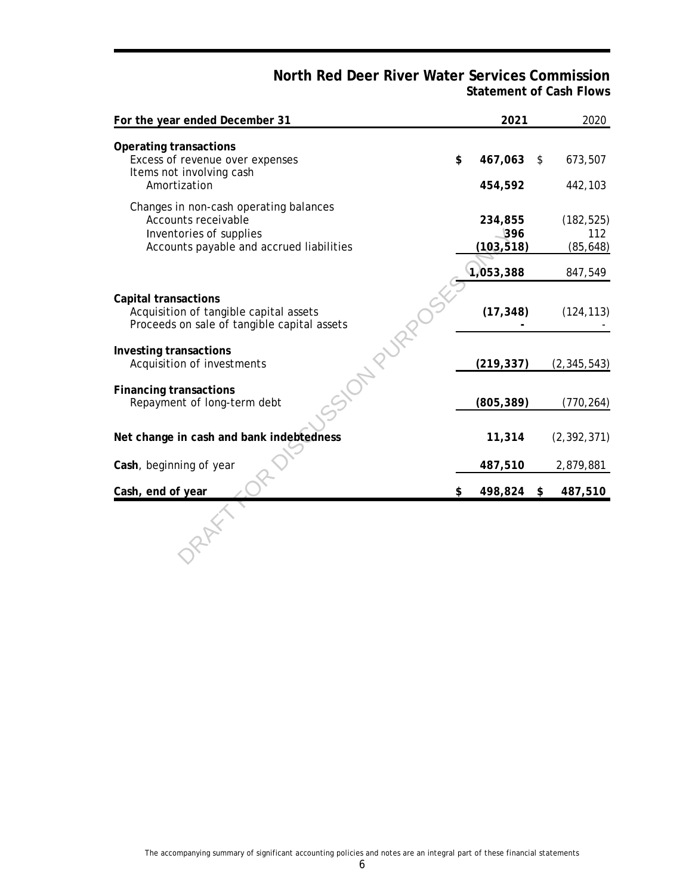# North Red Deer River Water Services Commission
## Statement of Cash Flows

| For the year ended December 31 | 2021 | 2020 |
|---|---|---|
| **Operating transactions** | | |
| Excess of revenue over expenses | $ 467,063 | $ 673,507 |
| Items not involving cash | | |
| Amortization | 454,592 | 442,103 |
| Changes in non-cash operating balances | | |
| Accounts receivable | 234,855 | (182,525) |
| Inventories of supplies | 396 | 112 |
| Accounts payable and accrued liabilities | (103,518) | (85,648) |
| | 1,053,388 | 847,549 |
| **Capital transactions** | | |
| Acquisition of tangible capital assets | (17,348) | (124,113) |
| Proceeds on sale of tangible capital assets | - | - |
| **Investing transactions** | | |
| Acquisition of investments | (219,337) | (2,345,543) |
| **Financing transactions** | | |
| Repayment of long-term debt | (805,389) | (770,264) |
| **Net change in cash and bank indebtedness** | 11,314 | (2,392,371) |
| **Cash**, beginning of year | 487,510 | 2,879,881 |
| **Cash, end of year** | $ 498,824 | $ 487,510 |

The accompanying summary of significant accounting policies and notes are an integral part of these financial statements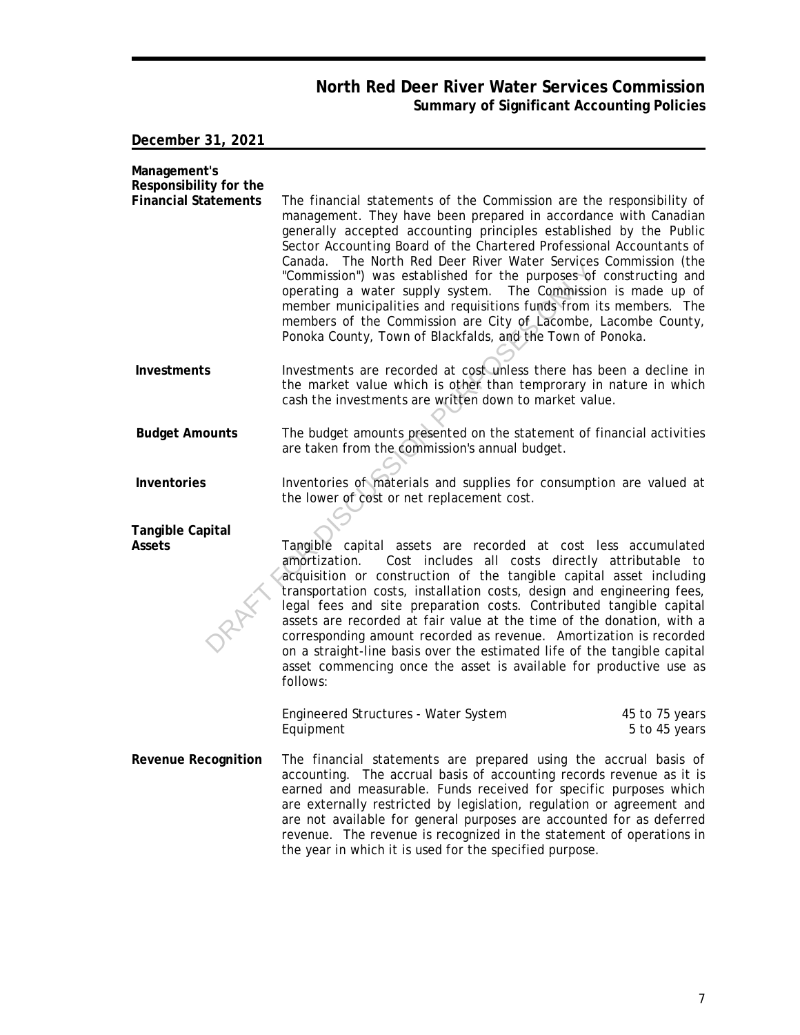# North Red Deer River Water Services Commission
## Summary of Significant Accounting Policies

**December 31, 2021**

**Management's Responsibility for the Financial Statements**

The financial statements of the Commission are the responsibility of management. They have been prepared in accordance with Canadian generally accepted accounting principles established by the Public Sector Accounting Board of the Chartered Professional Accountants of Canada. The North Red Deer River Water Services Commission (the "Commission") was established for the purposes of constructing and operating a water supply system. The Commission is made up of member municipalities and requisitions funds from its members. The members of the Commission are City of Lacombe, Lacombe County, Ponoka County, Town of Blackfalds, and the Town of Ponoka.

**Investments**

Investments are recorded at cost unless there has been a decline in the market value which is other than temprorary in nature in which cash the investments are written down to market value.

**Budget Amounts**

The budget amounts presented on the statement of financial activities are taken from the commission's annual budget.

**Inventories**

Inventories of materials and supplies for consumption are valued at the lower of cost or net replacement cost.

**Tangible Capital Assets**

Tangible capital assets are recorded at cost less accumulated amortization. Cost includes all costs directly attributable to acquisition or construction of the tangible capital asset including transportation costs, installation costs, design and engineering fees, legal fees and site preparation costs. Contributed tangible capital assets are recorded at fair value at the time of the donation, with a corresponding amount recorded as revenue. Amortization is recorded on a straight-line basis over the estimated life of the tangible capital asset commencing once the asset is available for productive use as follows:

| | |
|---|---|
| Engineered Structures - Water System | 45 to 75 years |
| Equipment | 5 to 45 years |

**Revenue Recognition**

The financial statements are prepared using the accrual basis of accounting. The accrual basis of accounting records revenue as it is earned and measurable. Funds received for specific purposes which are externally restricted by legislation, regulation or agreement and are not available for general purposes are accounted for as deferred revenue. The revenue is recognized in the statement of operations in the year in which it is used for the specified purpose.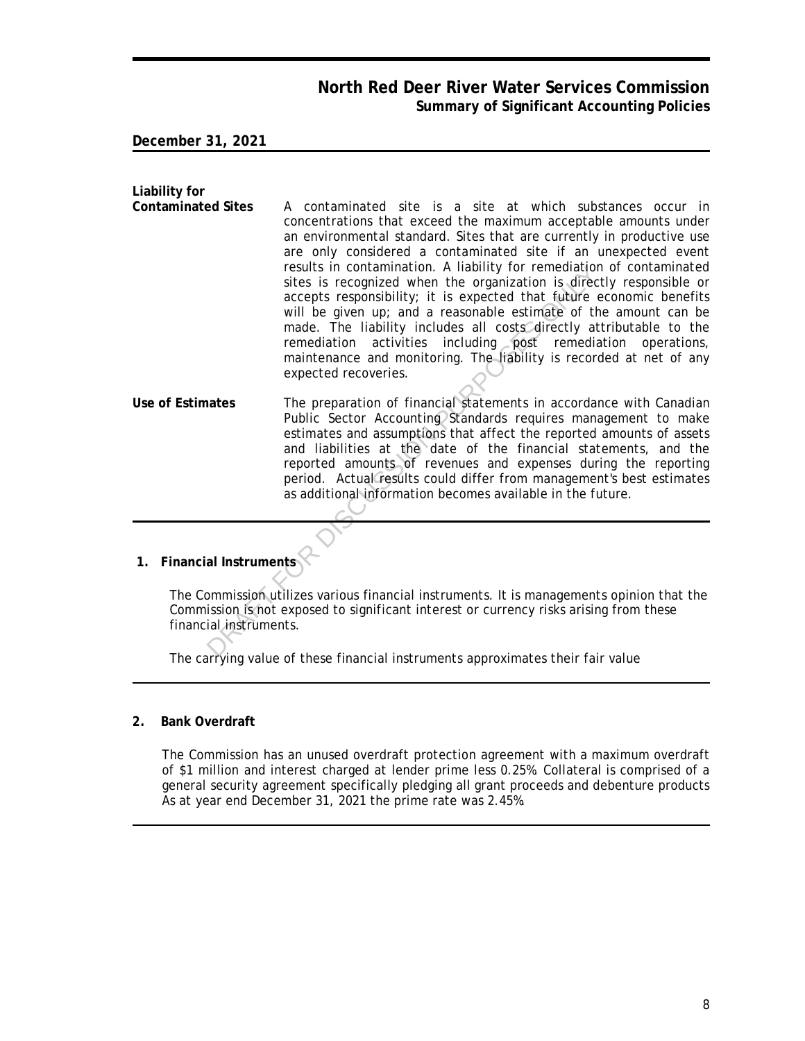**North Red Deer River Water Services Commission**
**Summary of Significant Accounting Policies**

**December 31, 2021**

**Liability for Contaminated Sites**

A contaminated site is a site at which substances occur in concentrations that exceed the maximum acceptable amounts under an environmental standard. Sites that are currently in productive use are only considered a contaminated site if an unexpected event results in contamination. A liability for remediation of contaminated sites is recognized when the organization is directly responsible or accepts responsibility; it is expected that future economic benefits will be given up; and a reasonable estimate of the amount can be made. The liability includes all costs directly attributable to the remediation activities including post remediation operations, maintenance and monitoring. The liability is recorded at net of any expected recoveries.

**Use of Estimates**

The preparation of financial statements in accordance with Canadian Public Sector Accounting Standards requires management to make estimates and assumptions that affect the reported amounts of assets and liabilities at the date of the financial statements, and the reported amounts of revenues and expenses during the reporting period. Actual results could differ from management's best estimates as additional information becomes available in the future.

## 1. Financial Instruments

The Commission utilizes various financial instruments. It is managements opinion that the Commission is not exposed to significant interest or currency risks arising from these financial instruments.

The carrying value of these financial instruments approximates their fair value

## 2. Bank Overdraft

The Commission has an unused overdraft protection agreement with a maximum overdraft of $1 million and interest charged at lender prime less 0.25%. Collateral is comprised of a general security agreement specifically pledging all grant proceeds and debenture products As at year end December 31, 2021 the prime rate was 2.45%.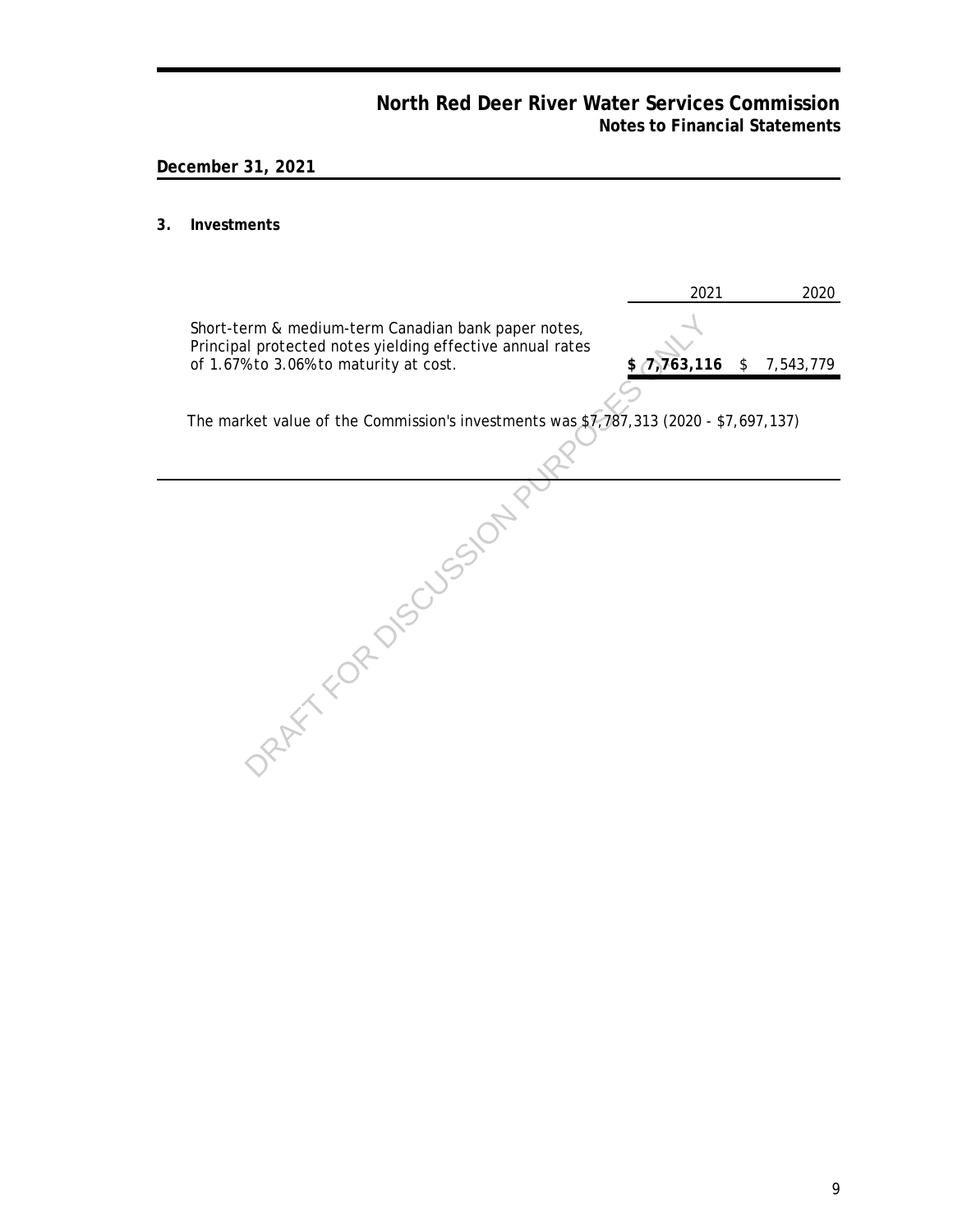# North Red Deer River Water Services Commission
## Notes to Financial Statements

**December 31, 2021**

### 3. Investments

| | 2021 | 2020 |
|---|---|---|
| Short-term & medium-term Canadian bank paper notes, Principal protected notes yielding effective annual rates of 1.67% to 3.06% to maturity at cost. | **$ 7,763,116** | $ 7,543,779 |

The market value of the Commission's investments was $7,787,313 (2020 - $7,697,137)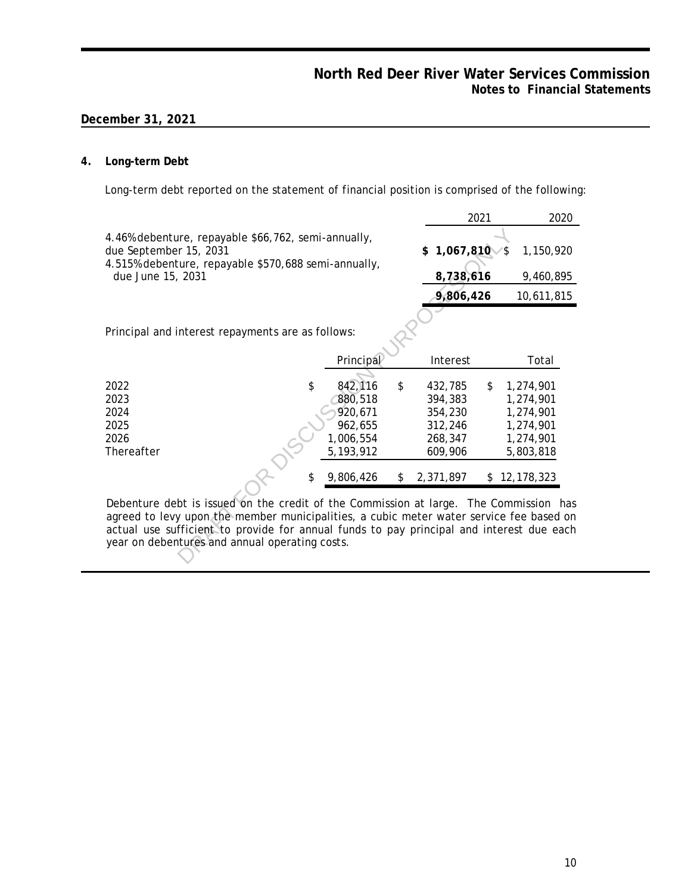**December 31, 2021**

## 4. Long-term Debt

Long-term debt reported on the statement of financial position is comprised of the following:

| | 2021 | 2020 |
|---|---|---|
| 4.46% debenture, repayable \$66,762, semi-annually, due September 15, 2031 | **\$ 1,067,810** | \$ 1,150,920 |
| 4.515% debenture, repayable \$570,688 semi-annually, due June 15, 2031 | **8,738,616** | 9,460,895 |
| | **9,806,426** | 10,611,815 |

Principal and interest repayments are as follows:

| | Principal | Interest | Total |
|---|---|---|---|
| 2022 | \$ 842,116 | \$ 432,785 | \$ 1,274,901 |
| 2023 | 880,518 | 394,383 | 1,274,901 |
| 2024 | 920,671 | 354,230 | 1,274,901 |
| 2025 | 962,655 | 312,246 | 1,274,901 |
| 2026 | 1,006,554 | 268,347 | 1,274,901 |
| Thereafter | 5,193,912 | 609,906 | 5,803,818 |
| | \$ 9,806,426 | \$ 2,371,897 | \$ 12,178,323 |

Debenture debt is issued on the credit of the Commission at large. The Commission has agreed to levy upon the member municipalities, a cubic meter water service fee based on actual use sufficient to provide for annual funds to pay principal and interest due each year on debentures and annual operating costs.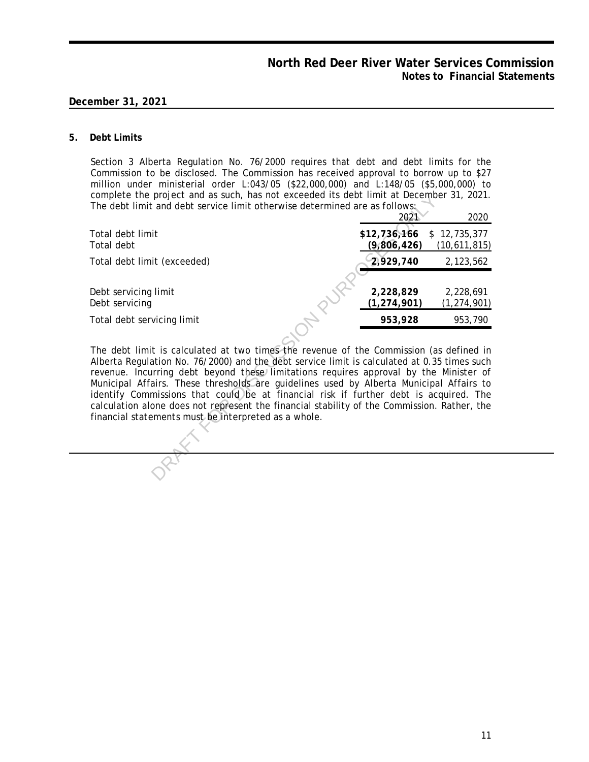**North Red Deer River Water Services Commission**
**Notes to Financial Statements**

**December 31, 2021**

**5. Debt Limits**

Section 3 Alberta Regulation No. 76/2000 requires that debt and debt limits for the Commission to be disclosed. The Commission has received approval to borrow up to $27 million under ministerial order L:043/05 ($22,000,000) and L:148/05 ($5,000,000) to complete the project and as such, has not exceeded its debt limit at December 31, 2021. The debt limit and debt service limit otherwise determined are as follows:

| | 2021 | 2020 |
|---|---|---|
| Total debt limit | **$12,736,166** | $ 12,735,377 |
| Total debt | **(9,806,426)** | (10,611,815) |
| Total debt limit (exceeded) | **2,929,740** | 2,123,562 |
| | | |
| Debt servicing limit | **2,228,829** | 2,228,691 |
| Debt servicing | **(1,274,901)** | (1,274,901) |
| Total debt servicing limit | **953,928** | 953,790 |

The debt limit is calculated at two times the revenue of the Commission (as defined in Alberta Regulation No. 76/2000) and the debt service limit is calculated at 0.35 times such revenue. Incurring debt beyond these limitations requires approval by the Minister of Municipal Affairs. These thresholds are guidelines used by Alberta Municipal Affairs to identify Commissions that could be at financial risk if further debt is acquired. The calculation alone does not represent the financial stability of the Commission. Rather, the financial statements must be interpreted as a whole.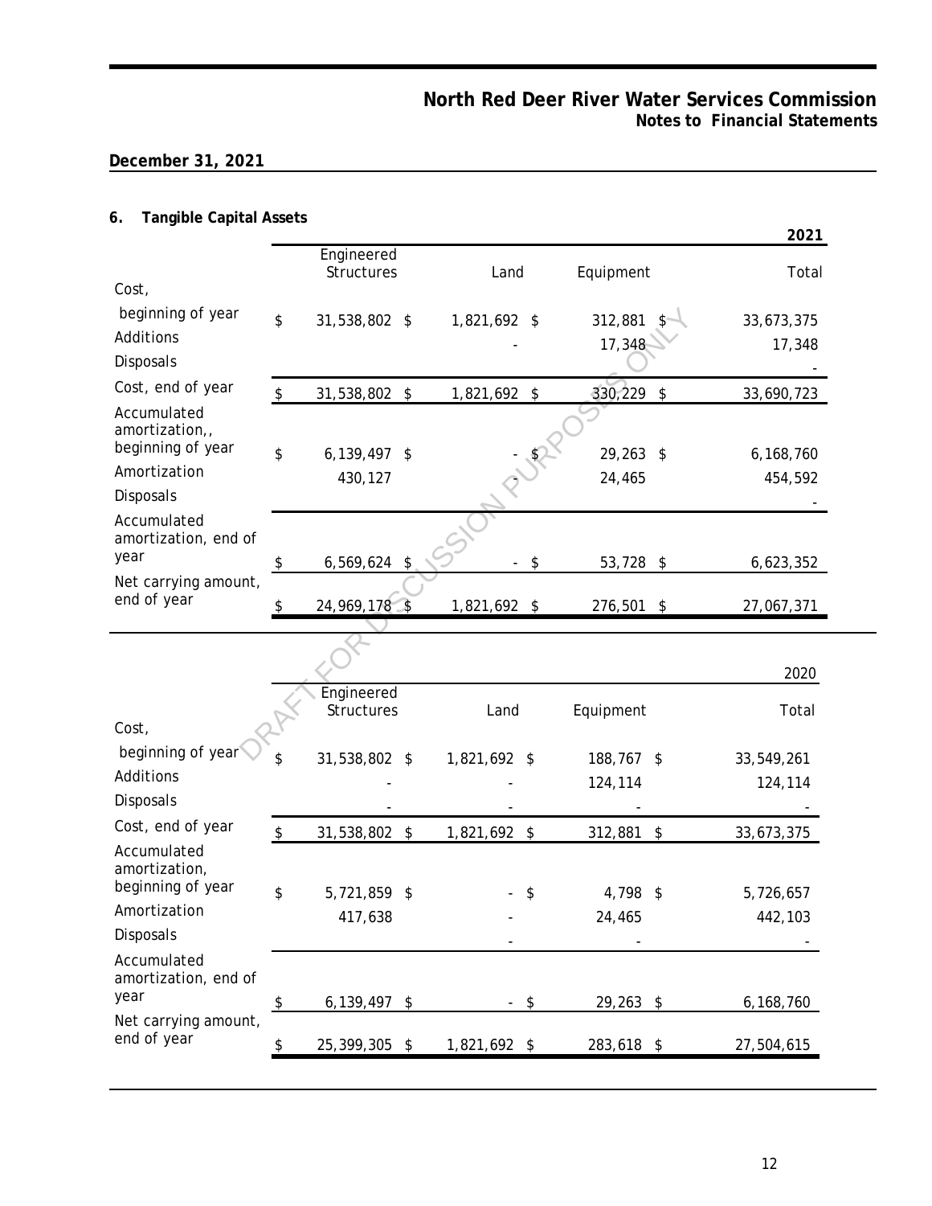## North Red Deer River Water Services Commission
### Notes to Financial Statements

**December 31, 2021**

**6. Tangible Capital Assets**

| | Engineered Structures | Land | Equipment | 2021 Total |
|---|---|---|---|---|
| Cost, beginning of year | $ 31,538,802 | $ 1,821,692 | $ 312,881 | $ 33,673,375 |
| Additions | | - | 17,348 | 17,348 |
| Disposals | | | | - |
| Cost, end of year | $ 31,538,802 | $ 1,821,692 | $ 330,229 | $ 33,690,723 |
| Accumulated amortization,, beginning of year | $ 6,139,497 | $ - | $ 29,263 | $ 6,168,760 |
| Amortization | 430,127 | - | 24,465 | 454,592 |
| Disposals | | | | - |
| Accumulated amortization, end of year | $ 6,569,624 | $ - | $ 53,728 | $ 6,623,352 |
| Net carrying amount, end of year | $ 24,969,178 | $ 1,821,692 | $ 276,501 | $ 27,067,371 |

| | Engineered Structures | Land | Equipment | 2020 Total |
|---|---|---|---|---|
| Cost, beginning of year | $ 31,538,802 | $ 1,821,692 | $ 188,767 | $ 33,549,261 |
| Additions | - | - | 124,114 | 124,114 |
| Disposals | - | - | - | - |
| Cost, end of year | $ 31,538,802 | $ 1,821,692 | $ 312,881 | $ 33,673,375 |
| Accumulated amortization, beginning of year | $ 5,721,859 | $ - | $ 4,798 | $ 5,726,657 |
| Amortization | 417,638 | - | 24,465 | 442,103 |
| Disposals | | - | - | - |
| Accumulated amortization, end of year | $ 6,139,497 | $ - | $ 29,263 | $ 6,168,760 |
| Net carrying amount, end of year | $ 25,399,305 | $ 1,821,692 | $ 283,618 | $ 27,504,615 |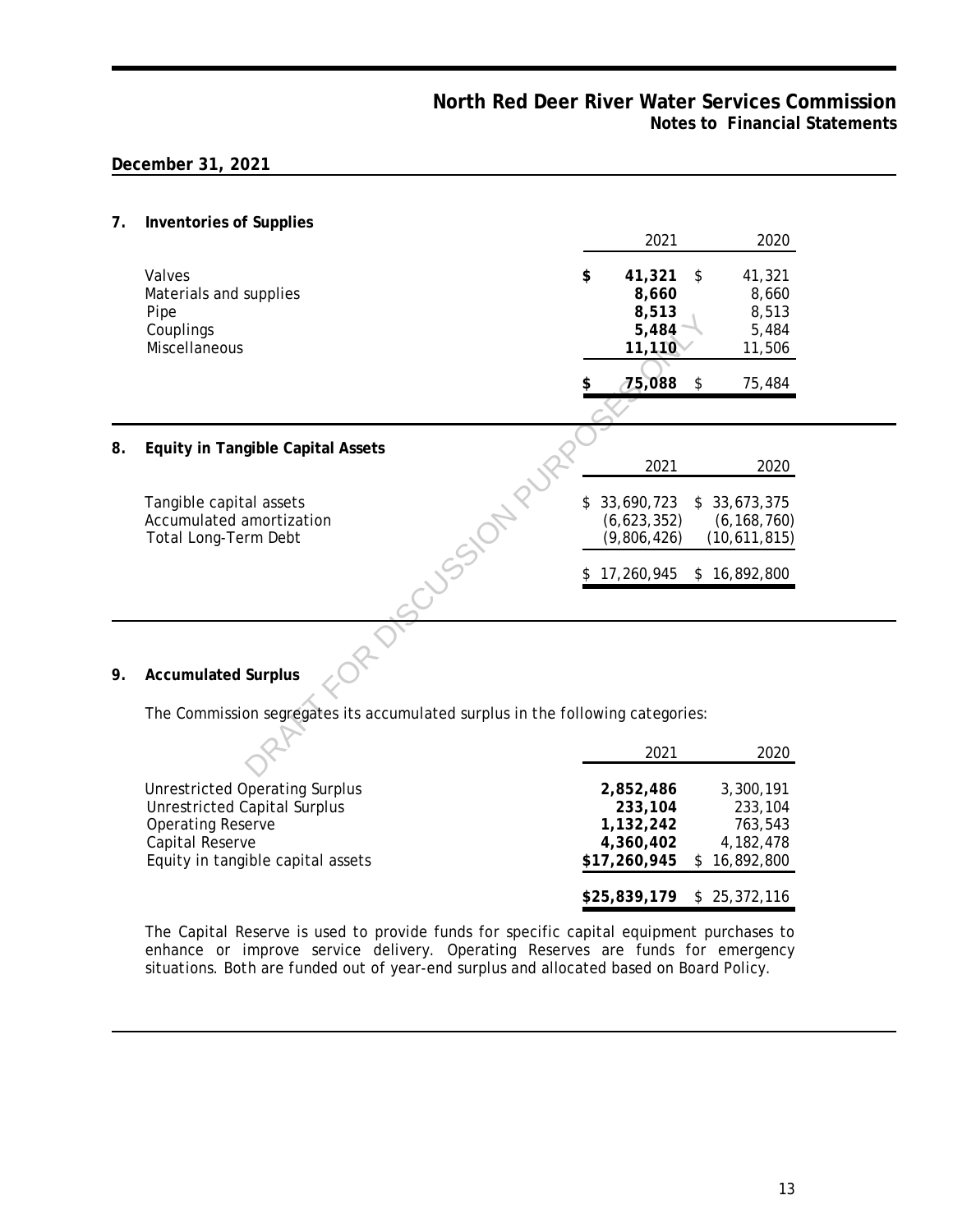# North Red Deer River Water Services Commission
## Notes to Financial Statements

**December 31, 2021**

### 7. Inventories of Supplies

| | 2021 | 2020 |
|---|---|---|
| Valves | **$ 41,321** | $ 41,321 |
| Materials and supplies | **8,660** | 8,660 |
| Pipe | **8,513** | 8,513 |
| Couplings | **5,484** | 5,484 |
| Miscellaneous | **11,110** | 11,506 |
| | **$ 75,088** | $ 75,484 |

### 8. Equity in Tangible Capital Assets

| | 2021 | 2020 |
|---|---|---|
| Tangible capital assets | $ 33,690,723 | $ 33,673,375 |
| Accumulated amortization | (6,623,352) | (6,168,760) |
| Total Long-Term Debt | (9,806,426) | (10,611,815) |
| | $ 17,260,945 | $ 16,892,800 |

### 9. Accumulated Surplus

The Commission segregates its accumulated surplus in the following categories:

| | 2021 | 2020 |
|---|---|---|
| Unrestricted Operating Surplus | **2,852,486** | 3,300,191 |
| Unrestricted Capital Surplus | **233,104** | 233,104 |
| Operating Reserve | **1,132,242** | 763,543 |
| Capital Reserve | **4,360,402** | 4,182,478 |
| Equity in tangible capital assets | **$17,260,945** | $ 16,892,800 |
| | **$25,839,179** | $ 25,372,116 |

The Capital Reserve is used to provide funds for specific capital equipment purchases to enhance or improve service delivery. Operating Reserves are funds for emergency situations. Both are funded out of year-end surplus and allocated based on Board Policy.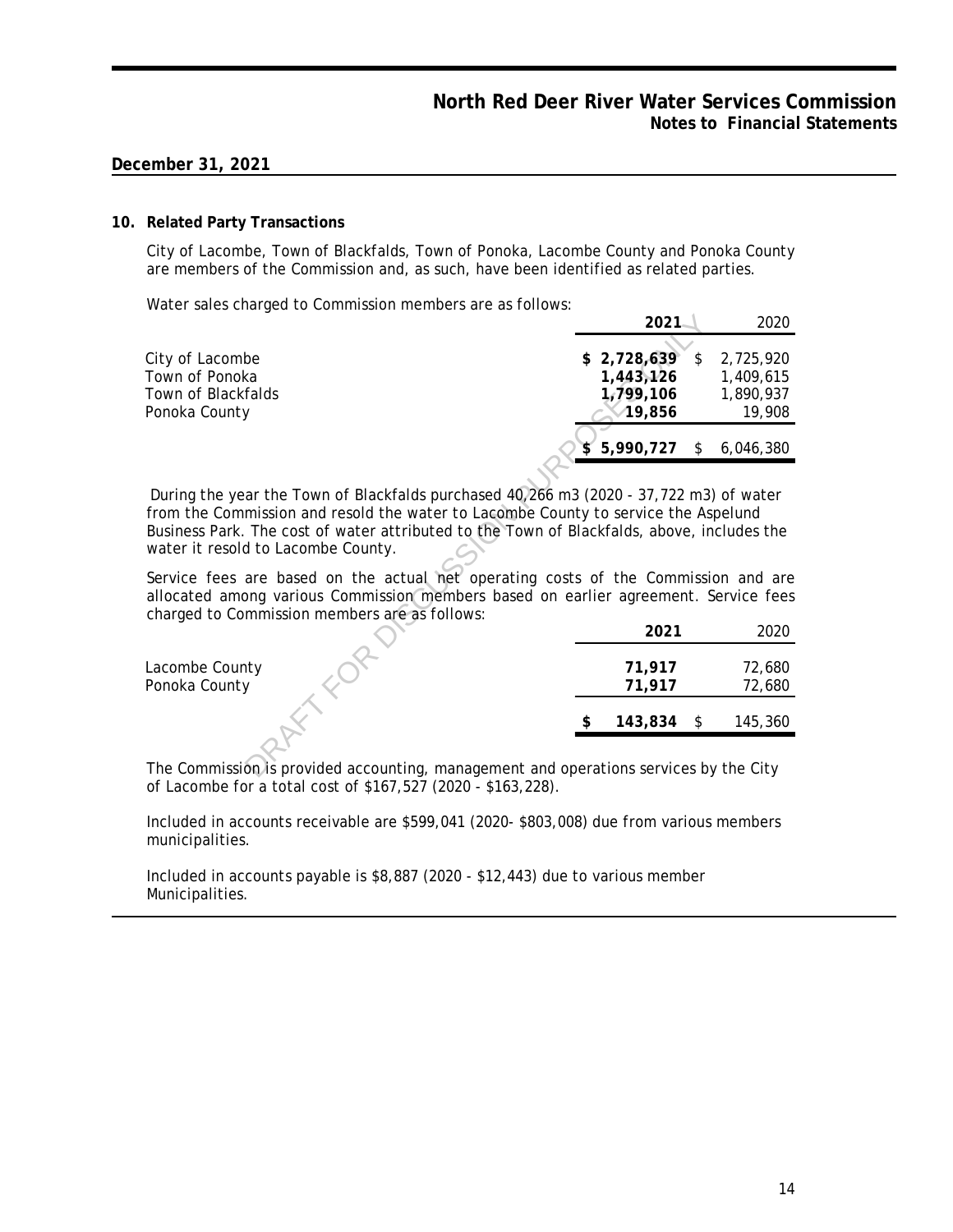# North Red Deer River Water Services Commission
## Notes to Financial Statements

**December 31, 2021**

### 10. Related Party Transactions

City of Lacombe, Town of Blackfalds, Town of Ponoka, Lacombe County and Ponoka County are members of the Commission and, as such, have been identified as related parties.

Water sales charged to Commission members are as follows:

| | 2021 | 2020 |
|---|---|---|
| City of Lacombe | $ 2,728,639 | $ 2,725,920 |
| Town of Ponoka | 1,443,126 | 1,409,615 |
| Town of Blackfalds | 1,799,106 | 1,890,937 |
| Ponoka County | 19,856 | 19,908 |
| | $ 5,990,727 | $ 6,046,380 |

During the year the Town of Blackfalds purchased 40,266 m3 (2020 - 37,722 m3) of water from the Commission and resold the water to Lacombe County to service the Aspelund Business Park. The cost of water attributed to the Town of Blackfalds, above, includes the water it resold to Lacombe County.

Service fees are based on the actual net operating costs of the Commission and are allocated among various Commission members based on earlier agreement. Service fees charged to Commission members are as follows:

| | 2021 | 2020 |
|---|---|---|
| Lacombe County | 71,917 | 72,680 |
| Ponoka County | 71,917 | 72,680 |
| | $ 143,834 | $ 145,360 |

The Commission is provided accounting, management and operations services by the City of Lacombe for a total cost of $167,527 (2020 - $163,228).

Included in accounts receivable are $599,041 (2020- $803,008) due from various members municipalities.

Included in accounts payable is $8,887 (2020 - $12,443) due to various member Municipalities.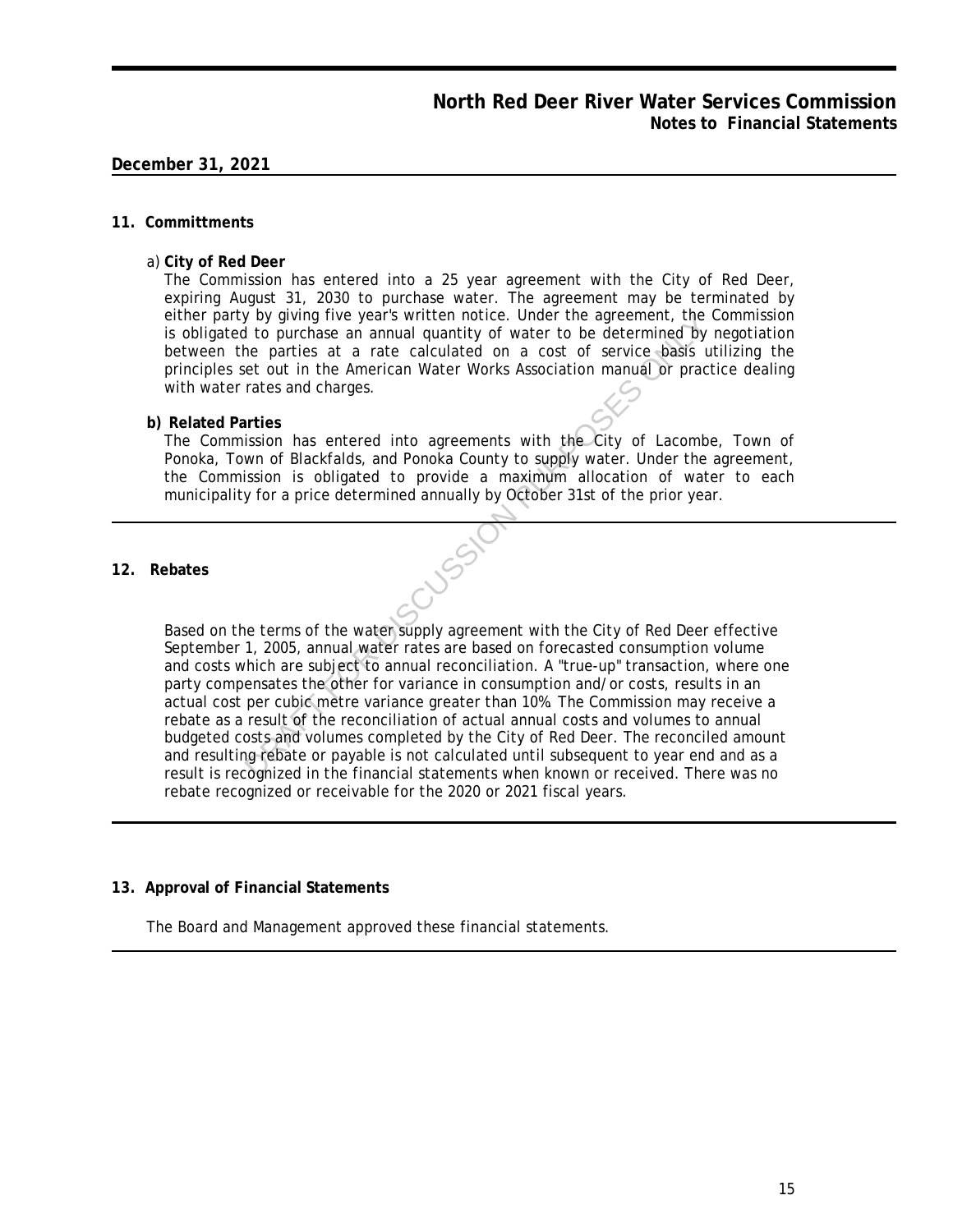## 11. Committments

a) **City of Red Deer**

The Commission has entered into a 25 year agreement with the City of Red Deer, expiring August 31, 2030 to purchase water. The agreement may be terminated by either party by giving five year's written notice. Under the agreement, the Commission is obligated to purchase an annual quantity of water to be determined by negotiation between the parties at a rate calculated on a cost of service basis utilizing the principles set out in the American Water Works Association manual or practice dealing with water rates and charges.

**b) Related Parties**

The Commission has entered into agreements with the City of Lacombe, Town of Ponoka, Town of Blackfalds, and Ponoka County to supply water. Under the agreement, the Commission is obligated to provide a maximum allocation of water to each municipality for a price determined annually by October 31st of the prior year.

## 12. Rebates

Based on the terms of the water supply agreement with the City of Red Deer effective September 1, 2005, annual water rates are based on forecasted consumption volume and costs which are subject to annual reconciliation. A "true-up" transaction, where one party compensates the other for variance in consumption and/or costs, results in an actual cost per cubic metre variance greater than 10%. The Commission may receive a rebate as a result of the reconciliation of actual annual costs and volumes to annual budgeted costs and volumes completed by the City of Red Deer. The reconciled amount and resulting rebate or payable is not calculated until subsequent to year end and as a result is recognized in the financial statements when known or received. There was no rebate recognized or receivable for the 2020 or 2021 fiscal years.

## 13. Approval of Financial Statements

The Board and Management approved these financial statements.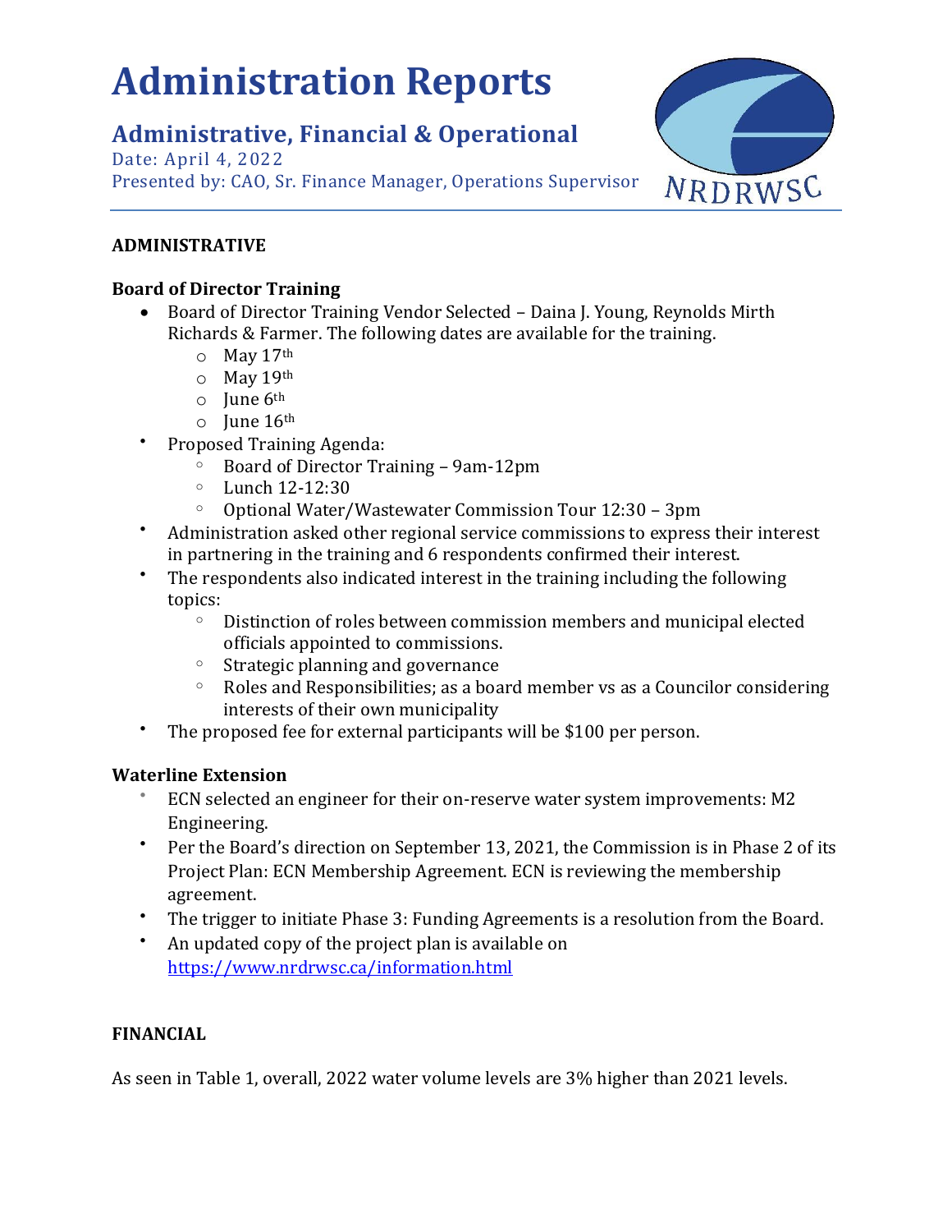# Administration Reports

## Administrative, Financial & Operational

Date: April 4, 2022
Presented by: CAO, Sr. Finance Manager, Operations Supervisor

NRDRWSC

**ADMINISTRATIVE**

**Board of Director Training**

- Board of Director Training Vendor Selected – Daina J. Young, Reynolds Mirth Richards & Farmer. The following dates are available for the training.
  - May 17th
  - May 19th
  - June 6th
  - June 16th
- Proposed Training Agenda:
  - Board of Director Training – 9am-12pm
  - Lunch 12-12:30
  - Optional Water/Wastewater Commission Tour 12:30 – 3pm
- Administration asked other regional service commissions to express their interest in partnering in the training and 6 respondents confirmed their interest.
- The respondents also indicated interest in the training including the following topics:
  - Distinction of roles between commission members and municipal elected officials appointed to commissions.
  - Strategic planning and governance
  - Roles and Responsibilities; as a board member vs as a Councilor considering interests of their own municipality
- The proposed fee for external participants will be $100 per person.

**Waterline Extension**

- ECN selected an engineer for their on-reserve water system improvements: M2 Engineering.
- Per the Board's direction on September 13, 2021, the Commission is in Phase 2 of its Project Plan: ECN Membership Agreement. ECN is reviewing the membership agreement.
- The trigger to initiate Phase 3: Funding Agreements is a resolution from the Board.
- An updated copy of the project plan is available on https://www.nrdrwsc.ca/information.html

**FINANCIAL**

As seen in Table 1, overall, 2022 water volume levels are 3% higher than 2021 levels.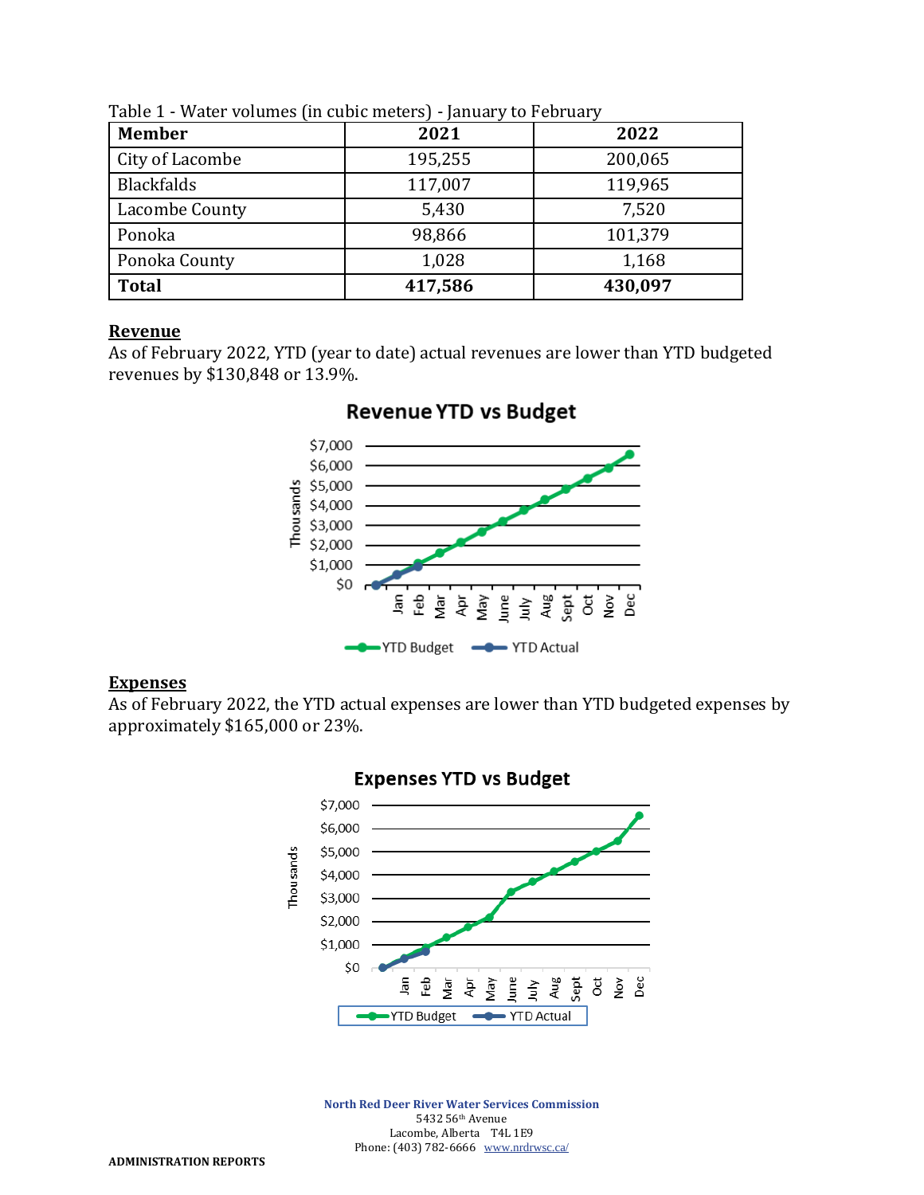Table 1 - Water volumes (in cubic meters) - January to February

| Member | 2021 | 2022 |
|---|---|---|
| City of Lacombe | 195,255 | 200,065 |
| Blackfalds | 117,007 | 119,965 |
| Lacombe County | 5,430 | 7,520 |
| Ponoka | 98,866 | 101,379 |
| Ponoka County | 1,028 | 1,168 |
| **Total** | **417,586** | **430,097** |

## Revenue

As of February 2022, YTD (year to date) actual revenues are lower than YTD budgeted revenues by $130,848 or 13.9%.

**Revenue YTD vs Budget**

## Expenses

As of February 2022, the YTD actual expenses are lower than YTD budgeted expenses by approximately $165,000 or 23%.

**Expenses YTD vs Budget**

North Red Deer River Water Services Commission
5432 56th Avenue
Lacombe, Alberta T4L 1E9
Phone: (403) 782-6666 www.nrdrwsc.ca/

ADMINISTRATION REPORTS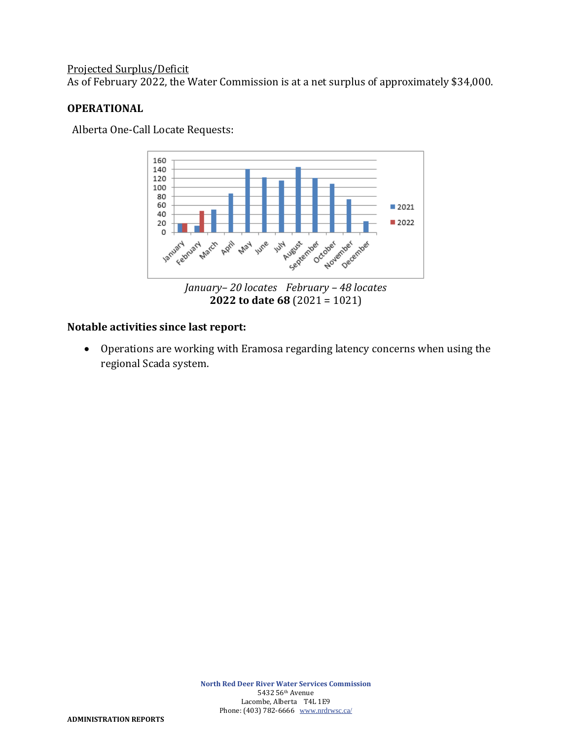Projected Surplus/Deficit

As of February 2022, the Water Commission is at a net surplus of approximately $34,000.

## OPERATIONAL

Alberta One-Call Locate Requests:

*January– 20 locates   February – 48 locates*

**2022 to date 68** (2021 = 1021)

### Notable activities since last report:

- Operations are working with Eramosa regarding latency concerns when using the regional Scada system.

North Red Deer River Water Services Commission
5432 56th Avenue
Lacombe, Alberta T4L 1E9
Phone: (403) 782-6666 www.nrdrwsc.ca/

ADMINISTRATION REPORTS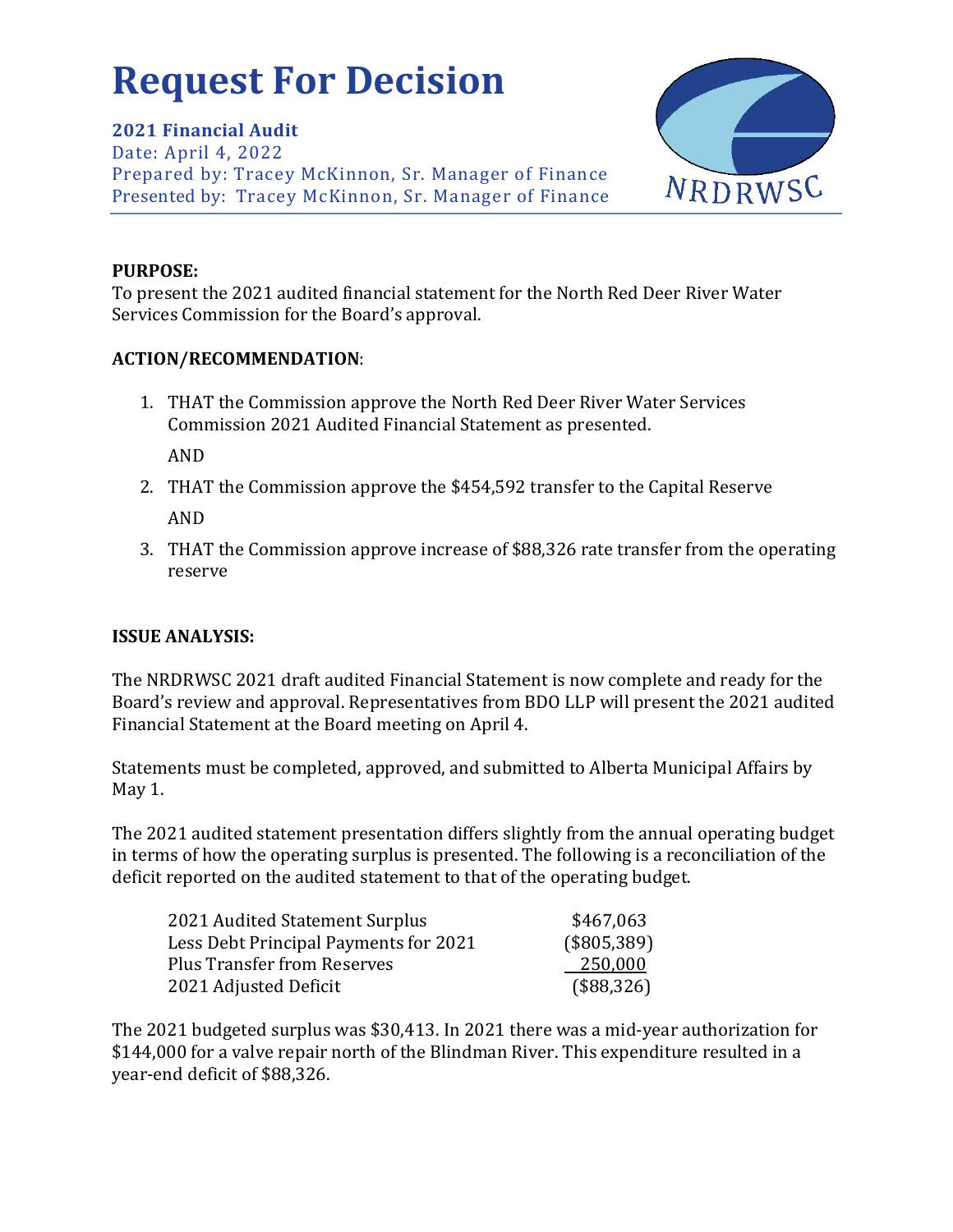# Request For Decision

**2021 Financial Audit**
Date: April 4, 2022
Prepared by: Tracey McKinnon, Sr. Manager of Finance
Presented by: Tracey McKinnon, Sr. Manager of Finance

NRDRWSC

**PURPOSE:**
To present the 2021 audited financial statement for the North Red Deer River Water Services Commission for the Board's approval.

**ACTION/RECOMMENDATION**:

1. THAT the Commission approve the North Red Deer River Water Services Commission 2021 Audited Financial Statement as presented.

   AND

2. THAT the Commission approve the $454,592 transfer to the Capital Reserve

   AND

3. THAT the Commission approve increase of $88,326 rate transfer from the operating reserve

**ISSUE ANALYSIS:**

The NRDRWSC 2021 draft audited Financial Statement is now complete and ready for the Board's review and approval. Representatives from BDO LLP will present the 2021 audited Financial Statement at the Board meeting on April 4.

Statements must be completed, approved, and submitted to Alberta Municipal Affairs by May 1.

The 2021 audited statement presentation differs slightly from the annual operating budget in terms of how the operating surplus is presented. The following is a reconciliation of the deficit reported on the audited statement to that of the operating budget.

| | |
|---|---|
| 2021 Audited Statement Surplus | $467,063 |
| Less Debt Principal Payments for 2021 | ($805,389) |
| Plus Transfer from Reserves | 250,000 |
| 2021 Adjusted Deficit | ($88,326) |

The 2021 budgeted surplus was $30,413. In 2021 there was a mid-year authorization for $144,000 for a valve repair north of the Blindman River. This expenditure resulted in a year-end deficit of $88,326.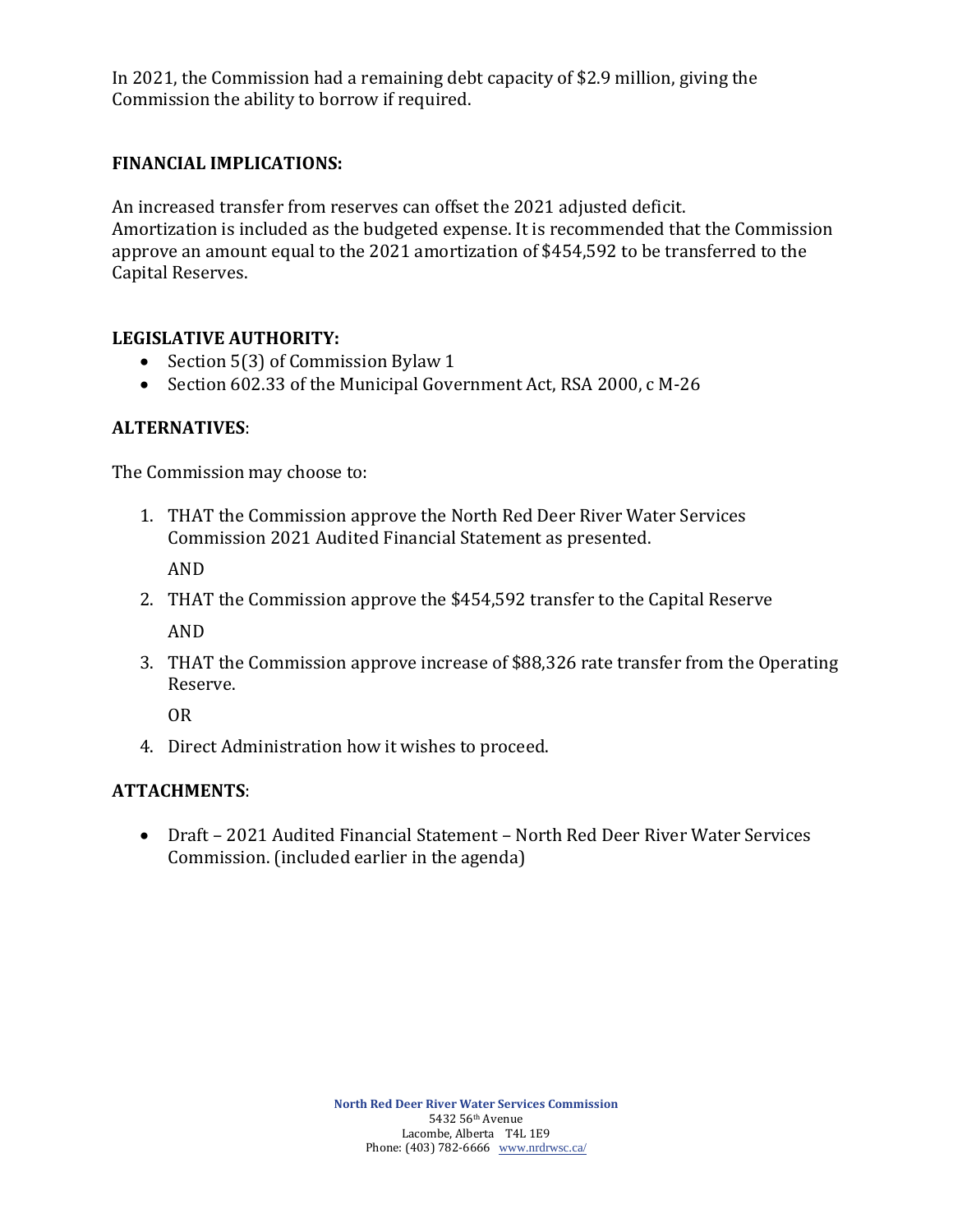In 2021, the Commission had a remaining debt capacity of $2.9 million, giving the Commission the ability to borrow if required.

**FINANCIAL IMPLICATIONS:**

An increased transfer from reserves can offset the 2021 adjusted deficit. Amortization is included as the budgeted expense. It is recommended that the Commission approve an amount equal to the 2021 amortization of $454,592 to be transferred to the Capital Reserves.

**LEGISLATIVE AUTHORITY:**

- Section 5(3) of Commission Bylaw 1
- Section 602.33 of the Municipal Government Act, RSA 2000, c M-26

**ALTERNATIVES**:

The Commission may choose to:

1. THAT the Commission approve the North Red Deer River Water Services Commission 2021 Audited Financial Statement as presented.

   AND

2. THAT the Commission approve the $454,592 transfer to the Capital Reserve

   AND

3. THAT the Commission approve increase of $88,326 rate transfer from the Operating Reserve.

   OR

4. Direct Administration how it wishes to proceed.

**ATTACHMENTS**:

- Draft – 2021 Audited Financial Statement – North Red Deer River Water Services Commission. (included earlier in the agenda)